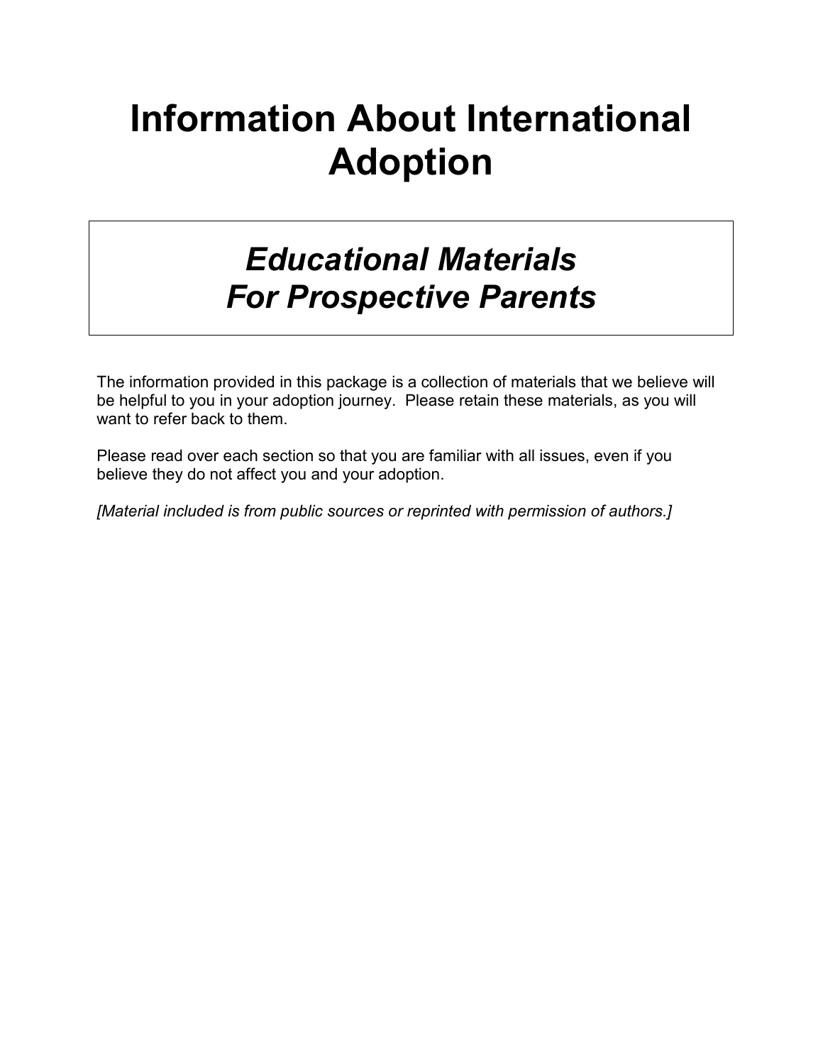# Information About International Adoption

## *Educational Materials For Prospective Parents*

The information provided in this package is a collection of materials that we believe will be helpful to you in your adoption journey. Please retain these materials, as you will want to refer back to them.

Please read over each section so that you are familiar with all issues, even if you believe they do not affect you and your adoption.

*[Material included is from public sources or reprinted with permission of authors.]*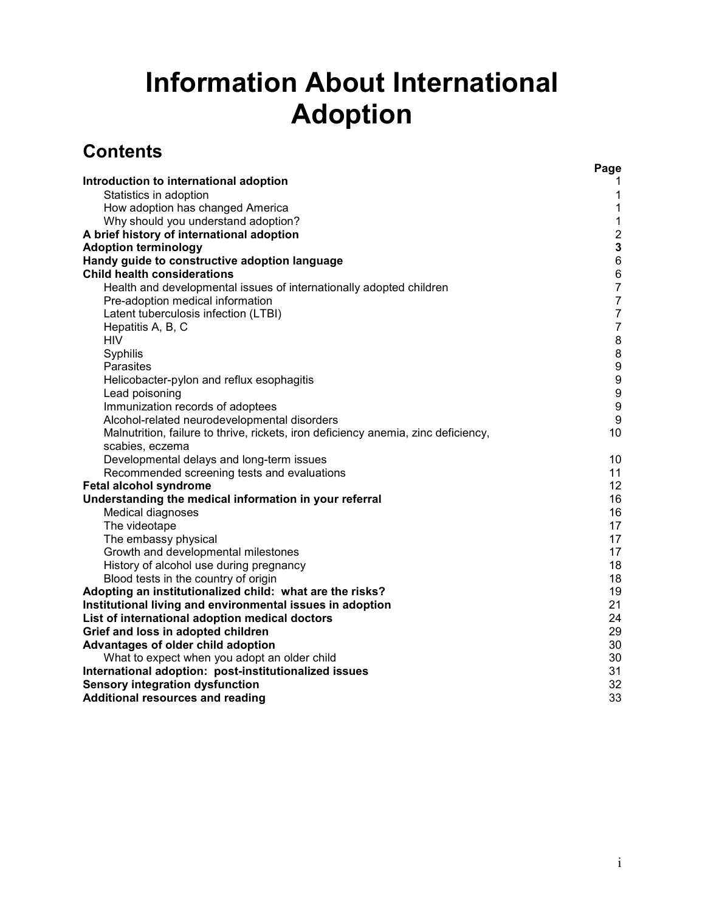# Information About International Adoption

## Contents

| | Page |
|---|---|
| **Introduction to international adoption** | 1 |
| Statistics in adoption | 1 |
| How adoption has changed America | 1 |
| Why should you understand adoption? | 1 |
| **A brief history of international adoption** | 2 |
| **Adoption terminology** | **3** |
| **Handy guide to constructive adoption language** | 6 |
| **Child health considerations** | 6 |
| Health and developmental issues of internationally adopted children | 7 |
| Pre-adoption medical information | 7 |
| Latent tuberculosis infection (LTBI) | 7 |
| Hepatitis A, B, C | 7 |
| HIV | 8 |
| Syphilis | 8 |
| Parasites | 9 |
| Helicobacter-pylon and reflux esophagitis | 9 |
| Lead poisoning | 9 |
| Immunization records of adoptees | 9 |
| Alcohol-related neurodevelopmental disorders | 9 |
| Malnutrition, failure to thrive, rickets, iron deficiency anemia, zinc deficiency, scabies, eczema | 10 |
| Developmental delays and long-term issues | 10 |
| Recommended screening tests and evaluations | 11 |
| **Fetal alcohol syndrome** | 12 |
| **Understanding the medical information in your referral** | 16 |
| Medical diagnoses | 16 |
| The videotape | 17 |
| The embassy physical | 17 |
| Growth and developmental milestones | 17 |
| History of alcohol use during pregnancy | 18 |
| Blood tests in the country of origin | 18 |
| **Adopting an institutionalized child: what are the risks?** | 19 |
| **Institutional living and environmental issues in adoption** | 21 |
| **List of international adoption medical doctors** | 24 |
| **Grief and loss in adopted children** | 29 |
| **Advantages of older child adoption** | 30 |
| What to expect when you adopt an older child | 30 |
| **International adoption: post-institutionalized issues** | 31 |
| **Sensory integration dysfunction** | 32 |
| **Additional resources and reading** | 33 |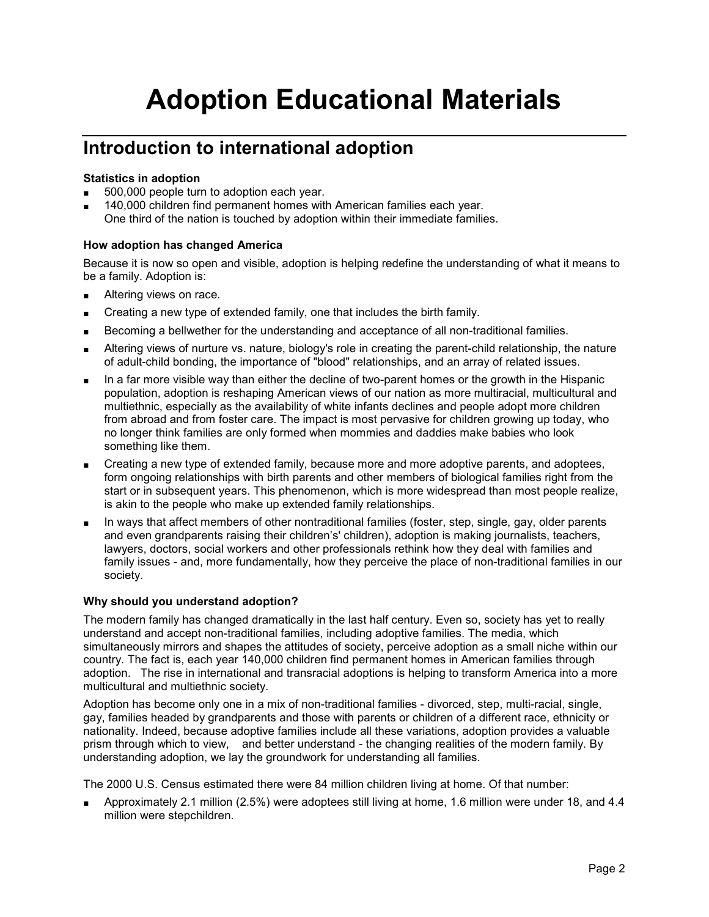# Adoption Educational Materials

## Introduction to international adoption

**Statistics in adoption**

- 500,000 people turn to adoption each year.
- 140,000 children find permanent homes with American families each year.
  One third of the nation is touched by adoption within their immediate families.

**How adoption has changed America**

Because it is now so open and visible, adoption is helping redefine the understanding of what it means to be a family. Adoption is:

- Altering views on race.
- Creating a new type of extended family, one that includes the birth family.
- Becoming a bellwether for the understanding and acceptance of all non-traditional families.
- Altering views of nurture vs. nature, biology's role in creating the parent-child relationship, the nature of adult-child bonding, the importance of "blood" relationships, and an array of related issues.
- In a far more visible way than either the decline of two-parent homes or the growth in the Hispanic population, adoption is reshaping American views of our nation as more multiracial, multicultural and multiethnic, especially as the availability of white infants declines and people adopt more children from abroad and from foster care. The impact is most pervasive for children growing up today, who no longer think families are only formed when mommies and daddies make babies who look something like them.
- Creating a new type of extended family, because more and more adoptive parents, and adoptees, form ongoing relationships with birth parents and other members of biological families right from the start or in subsequent years. This phenomenon, which is more widespread than most people realize, is akin to the people who make up extended family relationships.
- In ways that affect members of other nontraditional families (foster, step, single, gay, older parents and even grandparents raising their children's' children), adoption is making journalists, teachers, lawyers, doctors, social workers and other professionals rethink how they deal with families and family issues - and, more fundamentally, how they perceive the place of non-traditional families in our society.

**Why should you understand adoption?**

The modern family has changed dramatically in the last half century. Even so, society has yet to really understand and accept non-traditional families, including adoptive families. The media, which simultaneously mirrors and shapes the attitudes of society, perceive adoption as a small niche within our country. The fact is, each year 140,000 children find permanent homes in American families through adoption. The rise in international and transracial adoptions is helping to transform America into a more multicultural and multiethnic society.

Adoption has become only one in a mix of non-traditional families - divorced, step, multi-racial, single, gay, families headed by grandparents and those with parents or children of a different race, ethnicity or nationality. Indeed, because adoptive families include all these variations, adoption provides a valuable prism through which to view, and better understand - the changing realities of the modern family. By understanding adoption, we lay the groundwork for understanding all families.

The 2000 U.S. Census estimated there were 84 million children living at home. Of that number:

- Approximately 2.1 million (2.5%) were adoptees still living at home, 1.6 million were under 18, and 4.4 million were stepchildren.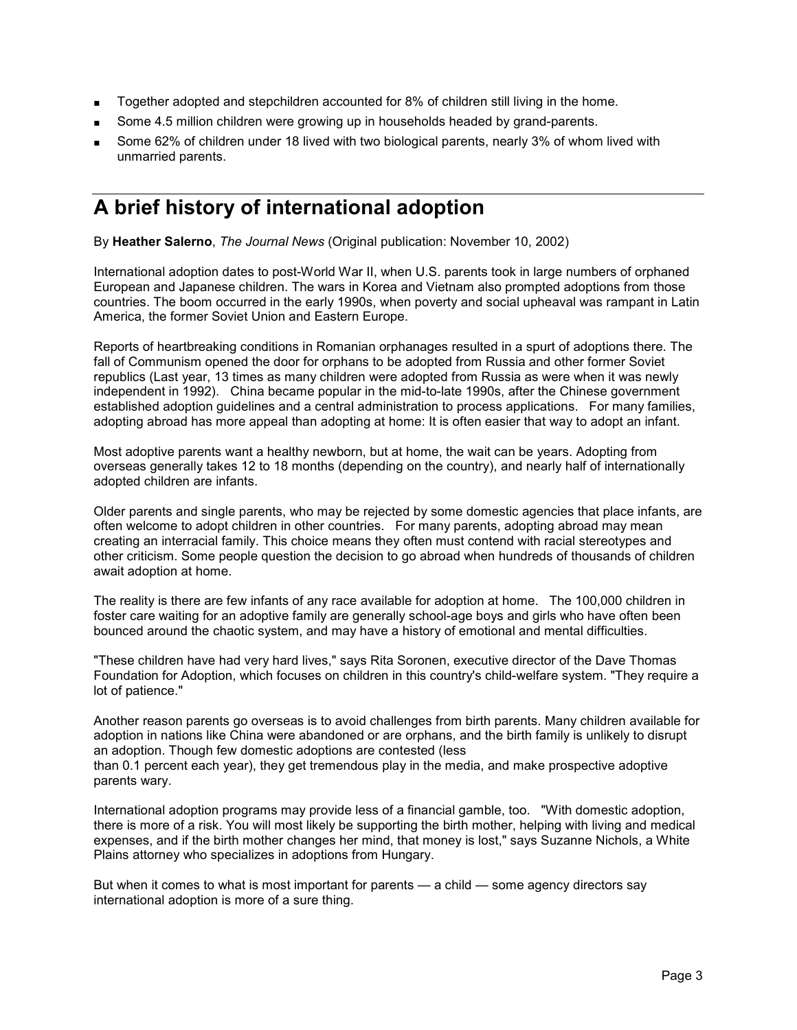- Together adopted and stepchildren accounted for 8% of children still living in the home.
- Some 4.5 million children were growing up in households headed by grand-parents.
- Some 62% of children under 18 lived with two biological parents, nearly 3% of whom lived with unmarried parents.

# A brief history of international adoption

By **Heather Salerno**, *The Journal News* (Original publication: November 10, 2002)

International adoption dates to post-World War II, when U.S. parents took in large numbers of orphaned European and Japanese children. The wars in Korea and Vietnam also prompted adoptions from those countries. The boom occurred in the early 1990s, when poverty and social upheaval was rampant in Latin America, the former Soviet Union and Eastern Europe.

Reports of heartbreaking conditions in Romanian orphanages resulted in a spurt of adoptions there. The fall of Communism opened the door for orphans to be adopted from Russia and other former Soviet republics (Last year, 13 times as many children were adopted from Russia as were when it was newly independent in 1992). China became popular in the mid-to-late 1990s, after the Chinese government established adoption guidelines and a central administration to process applications. For many families, adopting abroad has more appeal than adopting at home: It is often easier that way to adopt an infant.

Most adoptive parents want a healthy newborn, but at home, the wait can be years. Adopting from overseas generally takes 12 to 18 months (depending on the country), and nearly half of internationally adopted children are infants.

Older parents and single parents, who may be rejected by some domestic agencies that place infants, are often welcome to adopt children in other countries. For many parents, adopting abroad may mean creating an interracial family. This choice means they often must contend with racial stereotypes and other criticism. Some people question the decision to go abroad when hundreds of thousands of children await adoption at home.

The reality is there are few infants of any race available for adoption at home. The 100,000 children in foster care waiting for an adoptive family are generally school-age boys and girls who have often been bounced around the chaotic system, and may have a history of emotional and mental difficulties.

"These children have had very hard lives," says Rita Soronen, executive director of the Dave Thomas Foundation for Adoption, which focuses on children in this country's child-welfare system. "They require a lot of patience."

Another reason parents go overseas is to avoid challenges from birth parents. Many children available for adoption in nations like China were abandoned or are orphans, and the birth family is unlikely to disrupt an adoption. Though few domestic adoptions are contested (less than 0.1 percent each year), they get tremendous play in the media, and make prospective adoptive parents wary.

International adoption programs may provide less of a financial gamble, too. "With domestic adoption, there is more of a risk. You will most likely be supporting the birth mother, helping with living and medical expenses, and if the birth mother changes her mind, that money is lost," says Suzanne Nichols, a White Plains attorney who specializes in adoptions from Hungary.

But when it comes to what is most important for parents — a child — some agency directors say international adoption is more of a sure thing.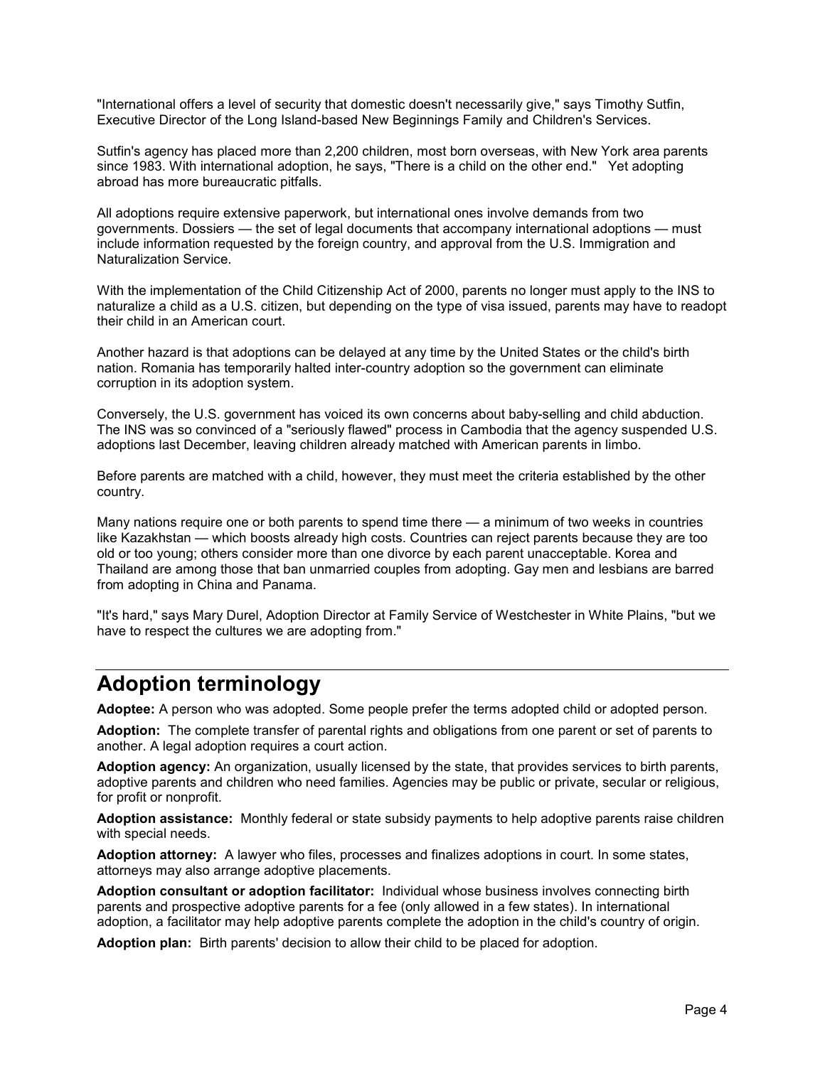"International offers a level of security that domestic doesn't necessarily give," says Timothy Sutfin, Executive Director of the Long Island-based New Beginnings Family and Children's Services.

Sutfin's agency has placed more than 2,200 children, most born overseas, with New York area parents since 1983. With international adoption, he says, "There is a child on the other end." Yet adopting abroad has more bureaucratic pitfalls.

All adoptions require extensive paperwork, but international ones involve demands from two governments. Dossiers — the set of legal documents that accompany international adoptions — must include information requested by the foreign country, and approval from the U.S. Immigration and Naturalization Service.

With the implementation of the Child Citizenship Act of 2000, parents no longer must apply to the INS to naturalize a child as a U.S. citizen, but depending on the type of visa issued, parents may have to readopt their child in an American court.

Another hazard is that adoptions can be delayed at any time by the United States or the child's birth nation. Romania has temporarily halted inter-country adoption so the government can eliminate corruption in its adoption system.

Conversely, the U.S. government has voiced its own concerns about baby-selling and child abduction. The INS was so convinced of a "seriously flawed" process in Cambodia that the agency suspended U.S. adoptions last December, leaving children already matched with American parents in limbo.

Before parents are matched with a child, however, they must meet the criteria established by the other country.

Many nations require one or both parents to spend time there — a minimum of two weeks in countries like Kazakhstan — which boosts already high costs. Countries can reject parents because they are too old or too young; others consider more than one divorce by each parent unacceptable. Korea and Thailand are among those that ban unmarried couples from adopting. Gay men and lesbians are barred from adopting in China and Panama.

"It's hard," says Mary Durel, Adoption Director at Family Service of Westchester in White Plains, "but we have to respect the cultures we are adopting from."

## Adoption terminology

**Adoptee:** A person who was adopted. Some people prefer the terms adopted child or adopted person.

**Adoption:** The complete transfer of parental rights and obligations from one parent or set of parents to another. A legal adoption requires a court action.

**Adoption agency:** An organization, usually licensed by the state, that provides services to birth parents, adoptive parents and children who need families. Agencies may be public or private, secular or religious, for profit or nonprofit.

**Adoption assistance:** Monthly federal or state subsidy payments to help adoptive parents raise children with special needs.

**Adoption attorney:** A lawyer who files, processes and finalizes adoptions in court. In some states, attorneys may also arrange adoptive placements.

**Adoption consultant or adoption facilitator:** Individual whose business involves connecting birth parents and prospective adoptive parents for a fee (only allowed in a few states). In international adoption, a facilitator may help adoptive parents complete the adoption in the child's country of origin.

**Adoption plan:** Birth parents' decision to allow their child to be placed for adoption.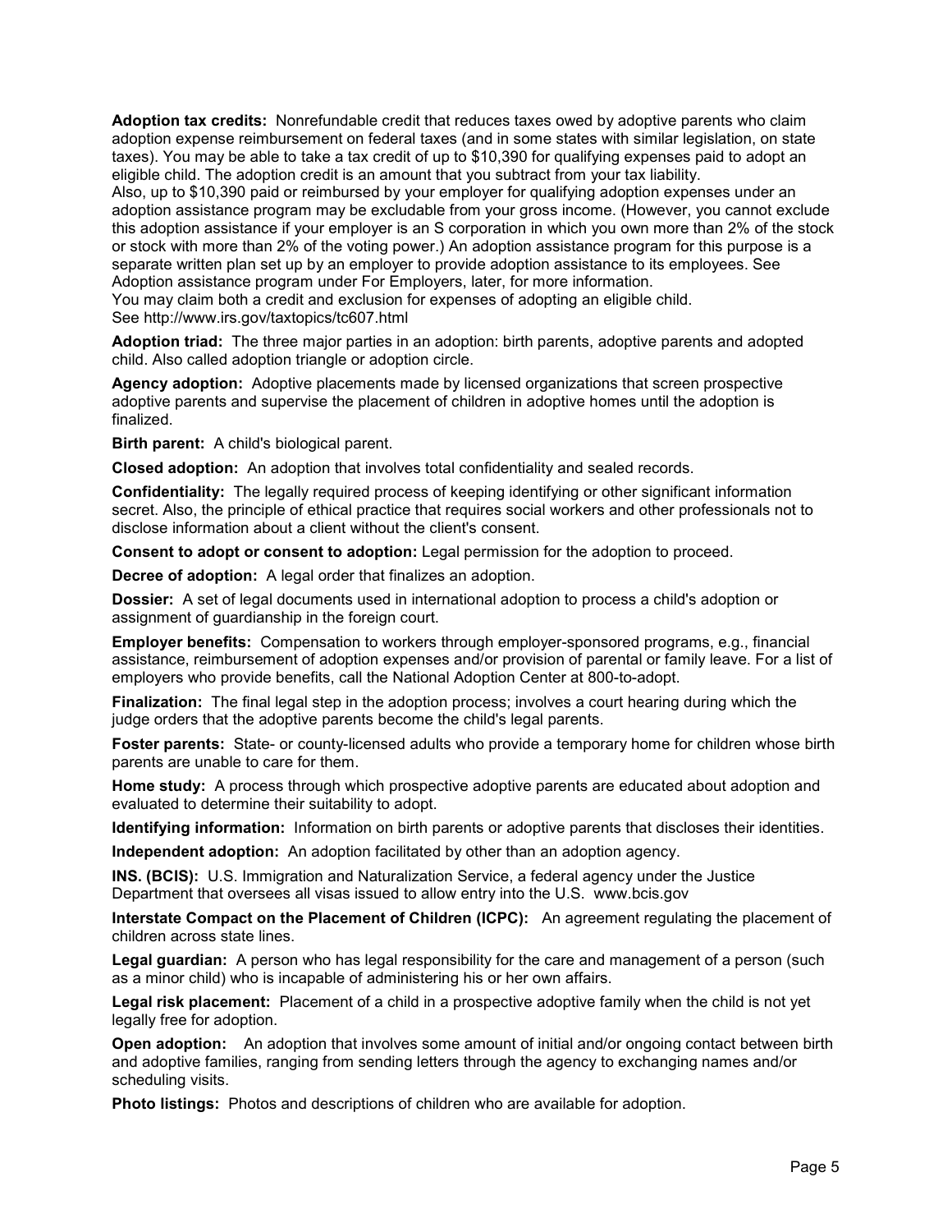**Adoption tax credits:** Nonrefundable credit that reduces taxes owed by adoptive parents who claim adoption expense reimbursement on federal taxes (and in some states with similar legislation, on state taxes). You may be able to take a tax credit of up to $10,390 for qualifying expenses paid to adopt an eligible child. The adoption credit is an amount that you subtract from your tax liability.
Also, up to $10,390 paid or reimbursed by your employer for qualifying adoption expenses under an adoption assistance program may be excludable from your gross income. (However, you cannot exclude this adoption assistance if your employer is an S corporation in which you own more than 2% of the stock or stock with more than 2% of the voting power.) An adoption assistance program for this purpose is a separate written plan set up by an employer to provide adoption assistance to its employees. See Adoption assistance program under For Employers, later, for more information.
You may claim both a credit and exclusion for expenses of adopting an eligible child.
See http://www.irs.gov/taxtopics/tc607.html

**Adoption triad:** The three major parties in an adoption: birth parents, adoptive parents and adopted child. Also called adoption triangle or adoption circle.

**Agency adoption:** Adoptive placements made by licensed organizations that screen prospective adoptive parents and supervise the placement of children in adoptive homes until the adoption is finalized.

**Birth parent:** A child's biological parent.

**Closed adoption:** An adoption that involves total confidentiality and sealed records.

**Confidentiality:** The legally required process of keeping identifying or other significant information secret. Also, the principle of ethical practice that requires social workers and other professionals not to disclose information about a client without the client's consent.

**Consent to adopt or consent to adoption:** Legal permission for the adoption to proceed.

**Decree of adoption:** A legal order that finalizes an adoption.

**Dossier:** A set of legal documents used in international adoption to process a child's adoption or assignment of guardianship in the foreign court.

**Employer benefits:** Compensation to workers through employer-sponsored programs, e.g., financial assistance, reimbursement of adoption expenses and/or provision of parental or family leave. For a list of employers who provide benefits, call the National Adoption Center at 800-to-adopt.

**Finalization:** The final legal step in the adoption process; involves a court hearing during which the judge orders that the adoptive parents become the child's legal parents.

**Foster parents:** State- or county-licensed adults who provide a temporary home for children whose birth parents are unable to care for them.

**Home study:** A process through which prospective adoptive parents are educated about adoption and evaluated to determine their suitability to adopt.

**Identifying information:** Information on birth parents or adoptive parents that discloses their identities.

**Independent adoption:** An adoption facilitated by other than an adoption agency.

**INS. (BCIS):** U.S. Immigration and Naturalization Service, a federal agency under the Justice Department that oversees all visas issued to allow entry into the U.S. www.bcis.gov

**Interstate Compact on the Placement of Children (ICPC):** An agreement regulating the placement of children across state lines.

**Legal guardian:** A person who has legal responsibility for the care and management of a person (such as a minor child) who is incapable of administering his or her own affairs.

**Legal risk placement:** Placement of a child in a prospective adoptive family when the child is not yet legally free for adoption.

**Open adoption:** An adoption that involves some amount of initial and/or ongoing contact between birth and adoptive families, ranging from sending letters through the agency to exchanging names and/or scheduling visits.

**Photo listings:** Photos and descriptions of children who are available for adoption.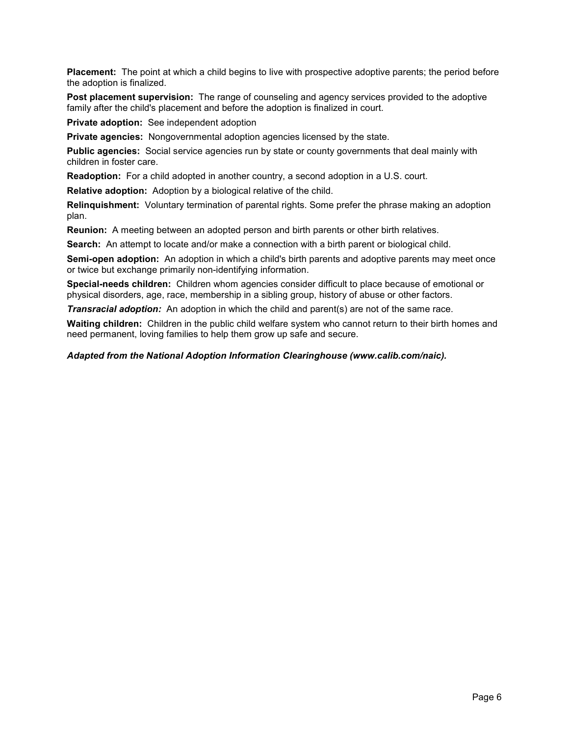**Placement:** The point at which a child begins to live with prospective adoptive parents; the period before the adoption is finalized.

**Post placement supervision:** The range of counseling and agency services provided to the adoptive family after the child's placement and before the adoption is finalized in court.

**Private adoption:** See independent adoption

**Private agencies:** Nongovernmental adoption agencies licensed by the state.

**Public agencies:** Social service agencies run by state or county governments that deal mainly with children in foster care.

**Readoption:** For a child adopted in another country, a second adoption in a U.S. court.

**Relative adoption:** Adoption by a biological relative of the child.

**Relinquishment:** Voluntary termination of parental rights. Some prefer the phrase making an adoption plan.

**Reunion:** A meeting between an adopted person and birth parents or other birth relatives.

**Search:** An attempt to locate and/or make a connection with a birth parent or biological child.

**Semi-open adoption:** An adoption in which a child's birth parents and adoptive parents may meet once or twice but exchange primarily non-identifying information.

**Special-needs children:** Children whom agencies consider difficult to place because of emotional or physical disorders, age, race, membership in a sibling group, history of abuse or other factors.

***Transracial adoption:*** An adoption in which the child and parent(s) are not of the same race.

**Waiting children:** Children in the public child welfare system who cannot return to their birth homes and need permanent, loving families to help them grow up safe and secure.

***Adapted from the National Adoption Information Clearinghouse (www.calib.com/naic).***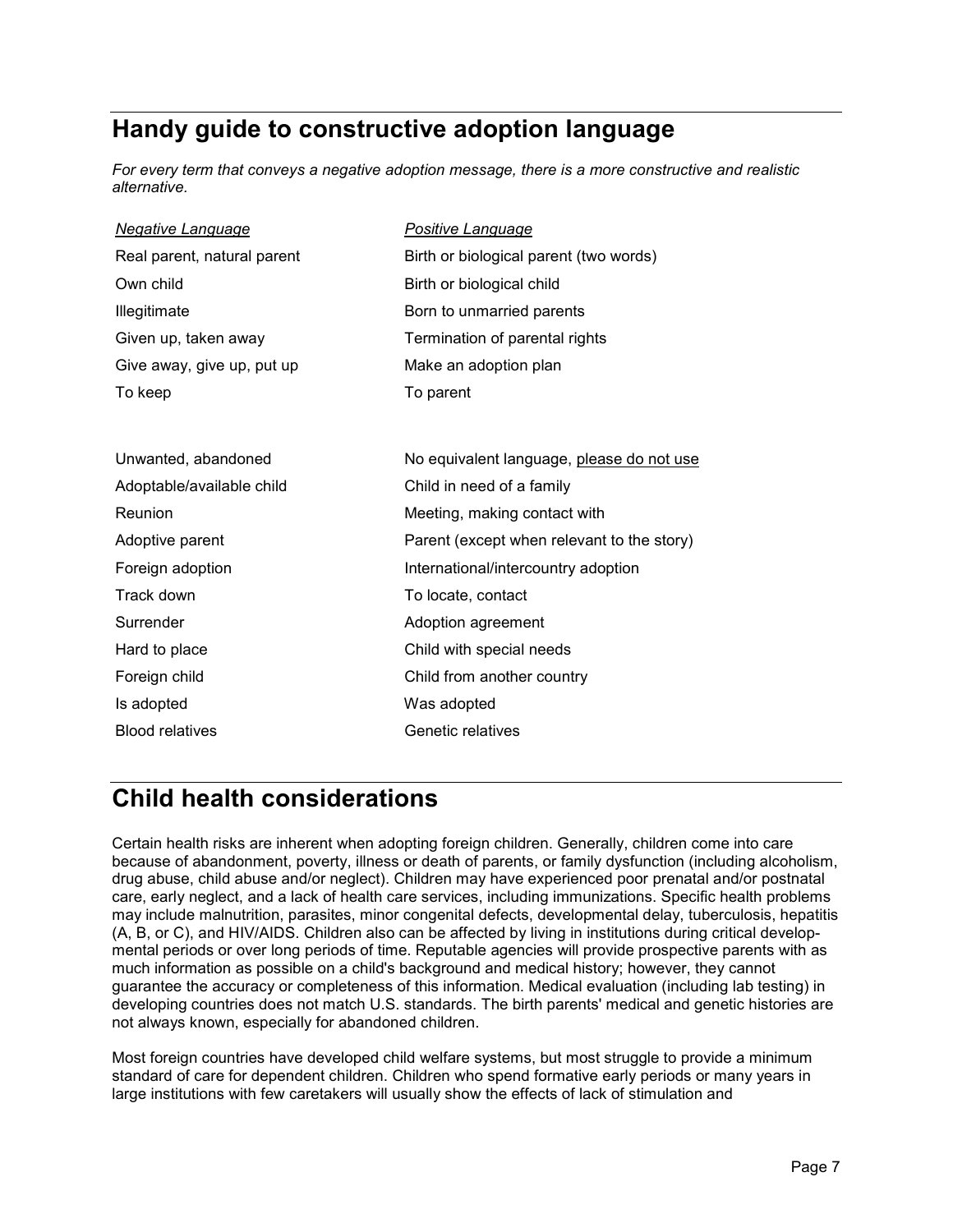## Handy guide to constructive adoption language

*For every term that conveys a negative adoption message, there is a more constructive and realistic alternative.*

| *Negative Language* | *Positive Language* |
|---|---|
| Real parent, natural parent | Birth or biological parent (two words) |
| Own child | Birth or biological child |
| Illegitimate | Born to unmarried parents |
| Given up, taken away | Termination of parental rights |
| Give away, give up, put up | Make an adoption plan |
| To keep | To parent |
| | |
| Unwanted, abandoned | No equivalent language, please do not use |
| Adoptable/available child | Child in need of a family |
| Reunion | Meeting, making contact with |
| Adoptive parent | Parent (except when relevant to the story) |
| Foreign adoption | International/intercountry adoption |
| Track down | To locate, contact |
| Surrender | Adoption agreement |
| Hard to place | Child with special needs |
| Foreign child | Child from another country |
| Is adopted | Was adopted |
| Blood relatives | Genetic relatives |

## Child health considerations

Certain health risks are inherent when adopting foreign children. Generally, children come into care because of abandonment, poverty, illness or death of parents, or family dysfunction (including alcoholism, drug abuse, child abuse and/or neglect). Children may have experienced poor prenatal and/or postnatal care, early neglect, and a lack of health care services, including immunizations. Specific health problems may include malnutrition, parasites, minor congenital defects, developmental delay, tuberculosis, hepatitis (A, B, or C), and HIV/AIDS. Children also can be affected by living in institutions during critical developmental periods or over long periods of time. Reputable agencies will provide prospective parents with as much information as possible on a child's background and medical history; however, they cannot guarantee the accuracy or completeness of this information. Medical evaluation (including lab testing) in developing countries does not match U.S. standards. The birth parents' medical and genetic histories are not always known, especially for abandoned children.

Most foreign countries have developed child welfare systems, but most struggle to provide a minimum standard of care for dependent children. Children who spend formative early periods or many years in large institutions with few caretakers will usually show the effects of lack of stimulation and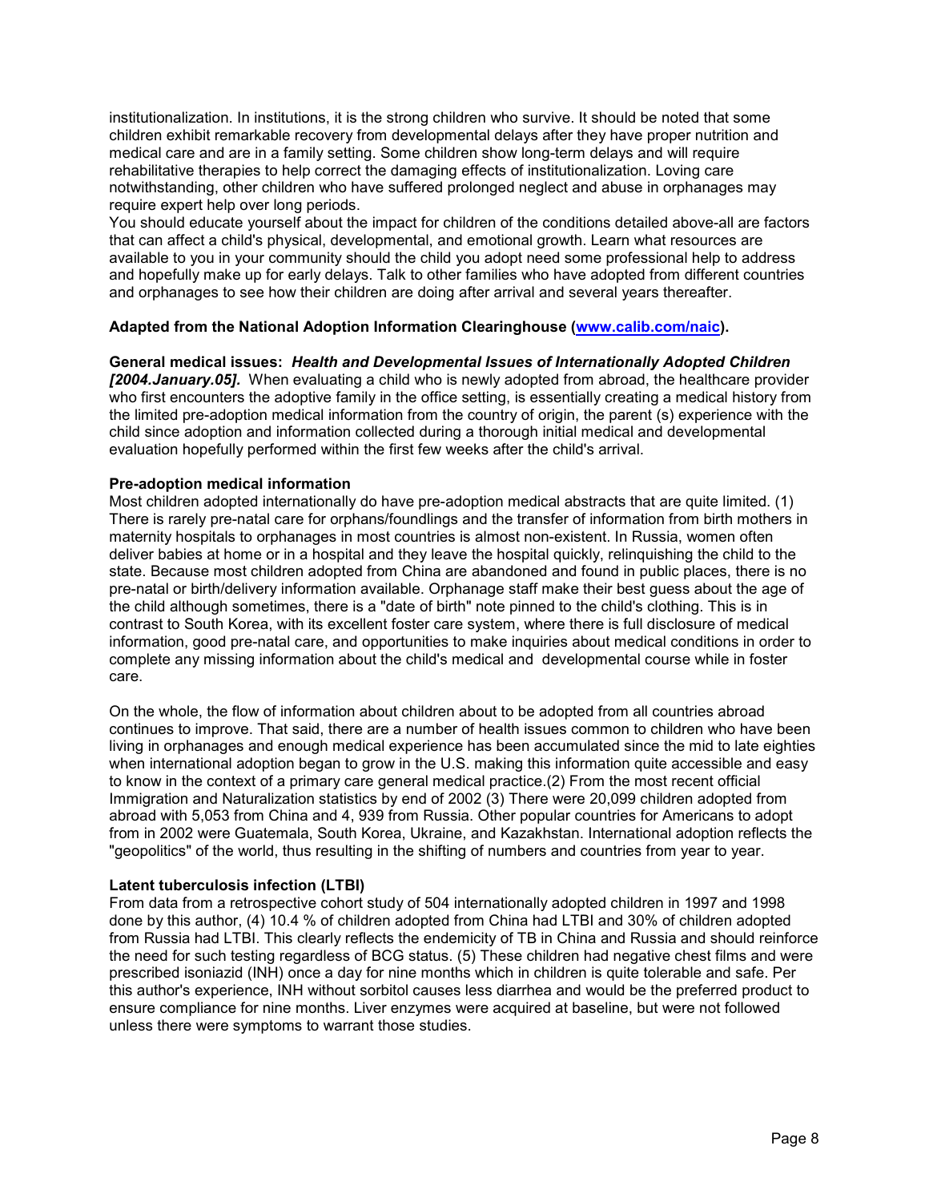institutionalization. In institutions, it is the strong children who survive. It should be noted that some children exhibit remarkable recovery from developmental delays after they have proper nutrition and medical care and are in a family setting. Some children show long-term delays and will require rehabilitative therapies to help correct the damaging effects of institutionalization. Loving care notwithstanding, other children who have suffered prolonged neglect and abuse in orphanages may require expert help over long periods.
You should educate yourself about the impact for children of the conditions detailed above-all are factors that can affect a child's physical, developmental, and emotional growth. Learn what resources are available to you in your community should the child you adopt need some professional help to address and hopefully make up for early delays. Talk to other families who have adopted from different countries and orphanages to see how their children are doing after arrival and several years thereafter.

**Adapted from the National Adoption Information Clearinghouse ([www.calib.com/naic](www.calib.com/naic)).**

**General medical issues:** ***Health and Developmental Issues of Internationally Adopted Children [2004.January.05].*** When evaluating a child who is newly adopted from abroad, the healthcare provider who first encounters the adoptive family in the office setting, is essentially creating a medical history from the limited pre-adoption medical information from the country of origin, the parent (s) experience with the child since adoption and information collected during a thorough initial medical and developmental evaluation hopefully performed within the first few weeks after the child's arrival.

**Pre-adoption medical information**

Most children adopted internationally do have pre-adoption medical abstracts that are quite limited. (1) There is rarely pre-natal care for orphans/foundlings and the transfer of information from birth mothers in maternity hospitals to orphanages in most countries is almost non-existent. In Russia, women often deliver babies at home or in a hospital and they leave the hospital quickly, relinquishing the child to the state. Because most children adopted from China are abandoned and found in public places, there is no pre-natal or birth/delivery information available. Orphanage staff make their best guess about the age of the child although sometimes, there is a "date of birth" note pinned to the child's clothing. This is in contrast to South Korea, with its excellent foster care system, where there is full disclosure of medical information, good pre-natal care, and opportunities to make inquiries about medical conditions in order to complete any missing information about the child's medical and developmental course while in foster care.

On the whole, the flow of information about children about to be adopted from all countries abroad continues to improve. That said, there are a number of health issues common to children who have been living in orphanages and enough medical experience has been accumulated since the mid to late eighties when international adoption began to grow in the U.S. making this information quite accessible and easy to know in the context of a primary care general medical practice.(2) From the most recent official Immigration and Naturalization statistics by end of 2002 (3) There were 20,099 children adopted from abroad with 5,053 from China and 4, 939 from Russia. Other popular countries for Americans to adopt from in 2002 were Guatemala, South Korea, Ukraine, and Kazakhstan. International adoption reflects the "geopolitics" of the world, thus resulting in the shifting of numbers and countries from year to year.

**Latent tuberculosis infection (LTBI)**

From data from a retrospective cohort study of 504 internationally adopted children in 1997 and 1998 done by this author, (4) 10.4 % of children adopted from China had LTBI and 30% of children adopted from Russia had LTBI. This clearly reflects the endemicity of TB in China and Russia and should reinforce the need for such testing regardless of BCG status. (5) These children had negative chest films and were prescribed isoniazid (INH) once a day for nine months which in children is quite tolerable and safe. Per this author's experience, INH without sorbitol causes less diarrhea and would be the preferred product to ensure compliance for nine months. Liver enzymes were acquired at baseline, but were not followed unless there were symptoms to warrant those studies.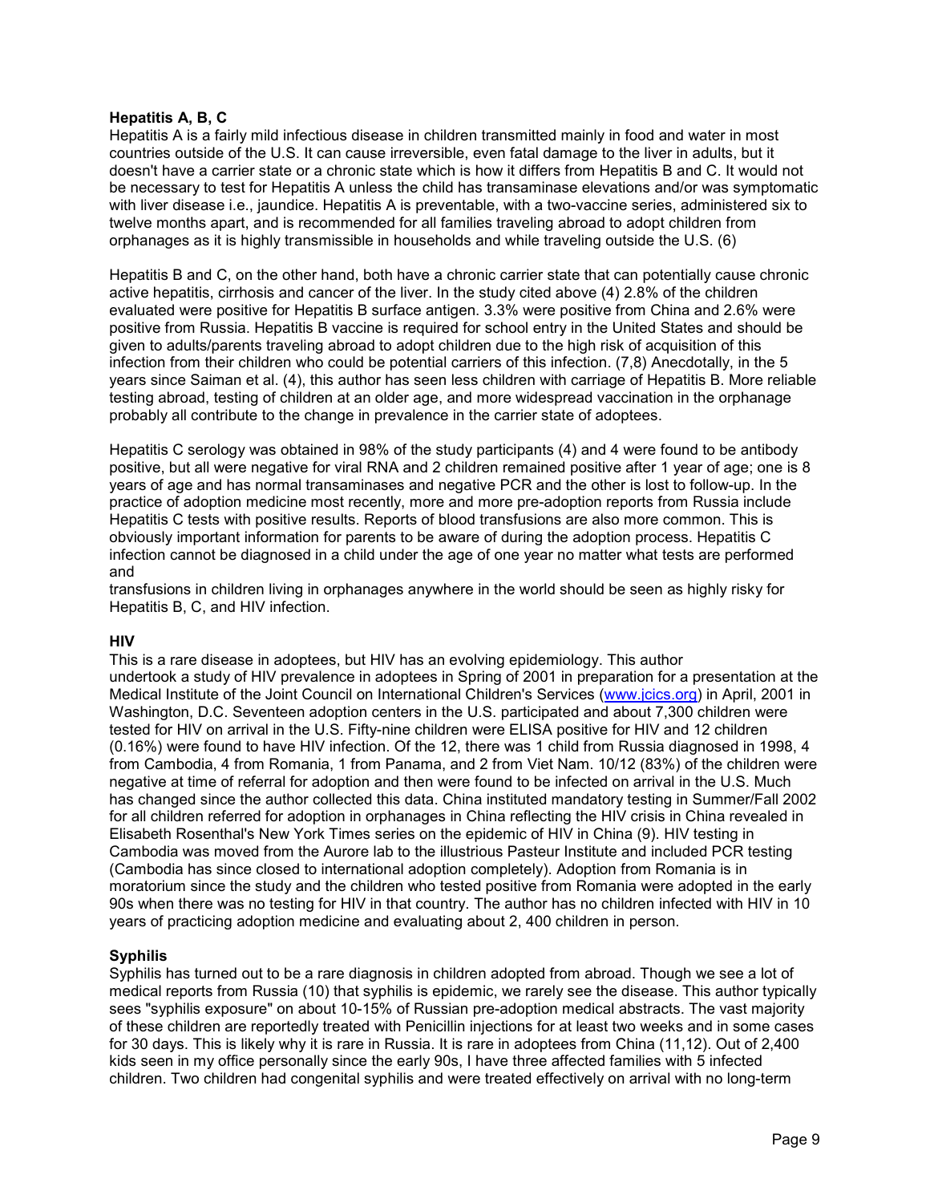**Hepatitis A, B, C**

Hepatitis A is a fairly mild infectious disease in children transmitted mainly in food and water in most countries outside of the U.S. It can cause irreversible, even fatal damage to the liver in adults, but it doesn't have a carrier state or a chronic state which is how it differs from Hepatitis B and C. It would not be necessary to test for Hepatitis A unless the child has transaminase elevations and/or was symptomatic with liver disease i.e., jaundice. Hepatitis A is preventable, with a two-vaccine series, administered six to twelve months apart, and is recommended for all families traveling abroad to adopt children from orphanages as it is highly transmissible in households and while traveling outside the U.S. (6)

Hepatitis B and C, on the other hand, both have a chronic carrier state that can potentially cause chronic active hepatitis, cirrhosis and cancer of the liver. In the study cited above (4) 2.8% of the children evaluated were positive for Hepatitis B surface antigen. 3.3% were positive from China and 2.6% were positive from Russia. Hepatitis B vaccine is required for school entry in the United States and should be given to adults/parents traveling abroad to adopt children due to the high risk of acquisition of this infection from their children who could be potential carriers of this infection. (7,8) Anecdotally, in the 5 years since Saiman et al. (4), this author has seen less children with carriage of Hepatitis B. More reliable testing abroad, testing of children at an older age, and more widespread vaccination in the orphanage probably all contribute to the change in prevalence in the carrier state of adoptees.

Hepatitis C serology was obtained in 98% of the study participants (4) and 4 were found to be antibody positive, but all were negative for viral RNA and 2 children remained positive after 1 year of age; one is 8 years of age and has normal transaminases and negative PCR and the other is lost to follow-up. In the practice of adoption medicine most recently, more and more pre-adoption reports from Russia include Hepatitis C tests with positive results. Reports of blood transfusions are also more common. This is obviously important information for parents to be aware of during the adoption process. Hepatitis C infection cannot be diagnosed in a child under the age of one year no matter what tests are performed and
transfusions in children living in orphanages anywhere in the world should be seen as highly risky for Hepatitis B, C, and HIV infection.

**HIV**

This is a rare disease in adoptees, but HIV has an evolving epidemiology. This author undertook a study of HIV prevalence in adoptees in Spring of 2001 in preparation for a presentation at the Medical Institute of the Joint Council on International Children's Services (www.jcics.org) in April, 2001 in Washington, D.C. Seventeen adoption centers in the U.S. participated and about 7,300 children were tested for HIV on arrival in the U.S. Fifty-nine children were ELISA positive for HIV and 12 children (0.16%) were found to have HIV infection. Of the 12, there was 1 child from Russia diagnosed in 1998, 4 from Cambodia, 4 from Romania, 1 from Panama, and 2 from Viet Nam. 10/12 (83%) of the children were negative at time of referral for adoption and then were found to be infected on arrival in the U.S. Much has changed since the author collected this data. China instituted mandatory testing in Summer/Fall 2002 for all children referred for adoption in orphanages in China reflecting the HIV crisis in China revealed in Elisabeth Rosenthal's New York Times series on the epidemic of HIV in China (9). HIV testing in Cambodia was moved from the Aurore lab to the illustrious Pasteur Institute and included PCR testing (Cambodia has since closed to international adoption completely). Adoption from Romania is in moratorium since the study and the children who tested positive from Romania were adopted in the early 90s when there was no testing for HIV in that country. The author has no children infected with HIV in 10 years of practicing adoption medicine and evaluating about 2, 400 children in person.

**Syphilis**

Syphilis has turned out to be a rare diagnosis in children adopted from abroad. Though we see a lot of medical reports from Russia (10) that syphilis is epidemic, we rarely see the disease. This author typically sees "syphilis exposure" on about 10-15% of Russian pre-adoption medical abstracts. The vast majority of these children are reportedly treated with Penicillin injections for at least two weeks and in some cases for 30 days. This is likely why it is rare in Russia. It is rare in adoptees from China (11,12). Out of 2,400 kids seen in my office personally since the early 90s, I have three affected families with 5 infected children. Two children had congenital syphilis and were treated effectively on arrival with no long-term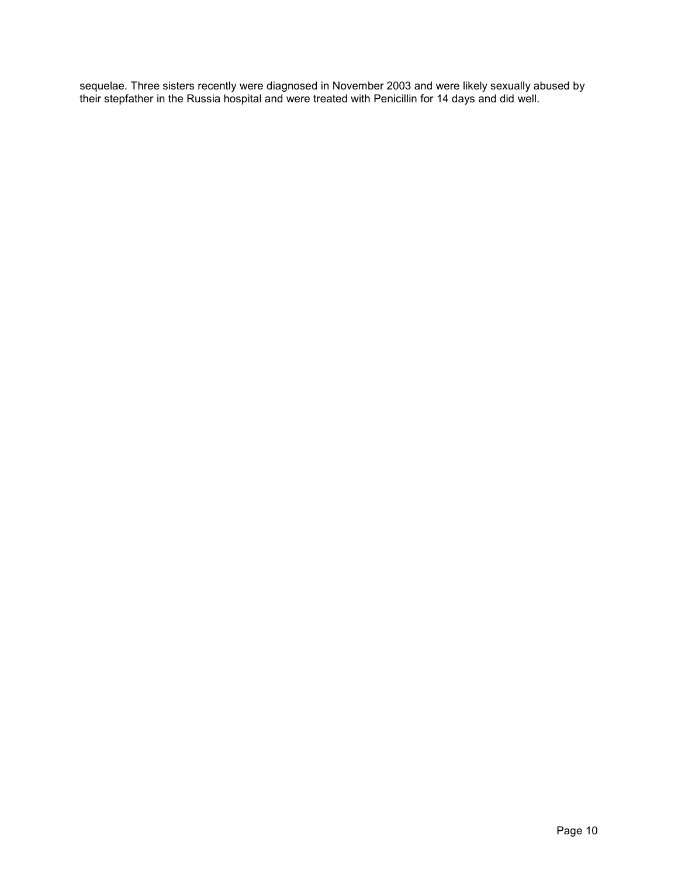sequelae. Three sisters recently were diagnosed in November 2003 and were likely sexually abused by their stepfather in the Russia hospital and were treated with Penicillin for 14 days and did well.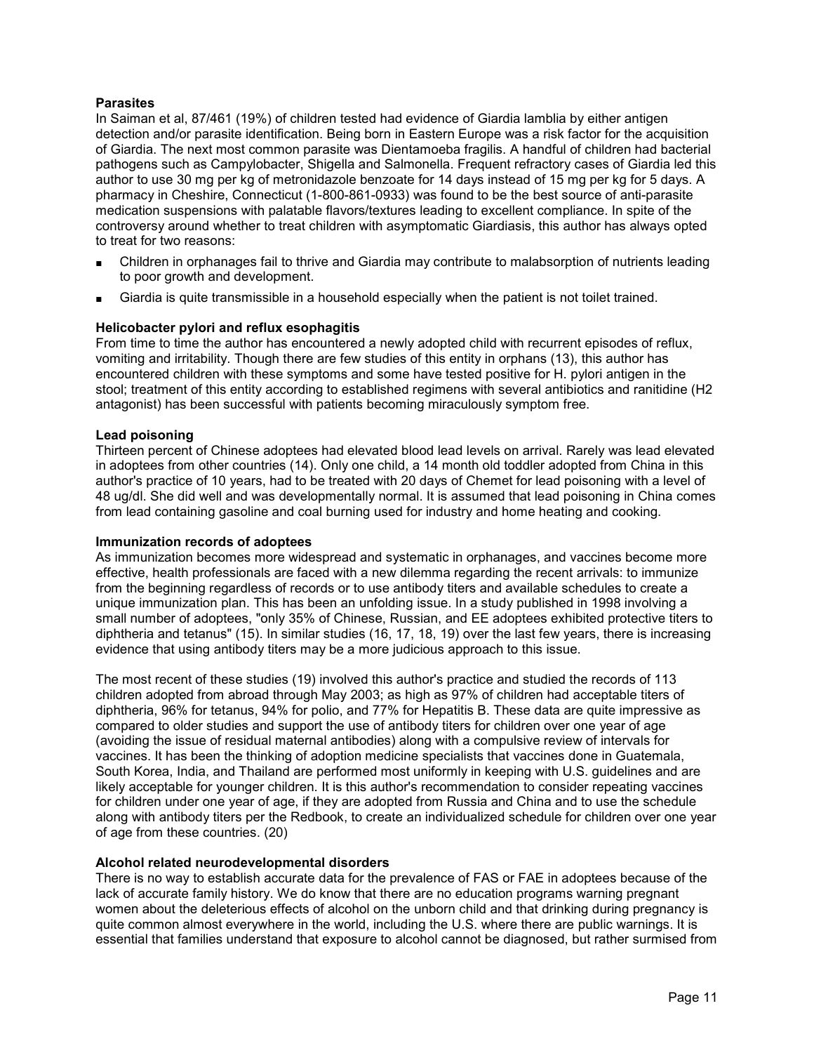**Parasites**

In Saiman et al, 87/461 (19%) of children tested had evidence of Giardia lamblia by either antigen detection and/or parasite identification. Being born in Eastern Europe was a risk factor for the acquisition of Giardia. The next most common parasite was Dientamoeba fragilis. A handful of children had bacterial pathogens such as Campylobacter, Shigella and Salmonella. Frequent refractory cases of Giardia led this author to use 30 mg per kg of metronidazole benzoate for 14 days instead of 15 mg per kg for 5 days. A pharmacy in Cheshire, Connecticut (1-800-861-0933) was found to be the best source of anti-parasite medication suspensions with palatable flavors/textures leading to excellent compliance. In spite of the controversy around whether to treat children with asymptomatic Giardiasis, this author has always opted to treat for two reasons:

- Children in orphanages fail to thrive and Giardia may contribute to malabsorption of nutrients leading to poor growth and development.
- Giardia is quite transmissible in a household especially when the patient is not toilet trained.

**Helicobacter pylori and reflux esophagitis**

From time to time the author has encountered a newly adopted child with recurrent episodes of reflux, vomiting and irritability. Though there are few studies of this entity in orphans (13), this author has encountered children with these symptoms and some have tested positive for H. pylori antigen in the stool; treatment of this entity according to established regimens with several antibiotics and ranitidine (H2 antagonist) has been successful with patients becoming miraculously symptom free.

**Lead poisoning**

Thirteen percent of Chinese adoptees had elevated blood lead levels on arrival. Rarely was lead elevated in adoptees from other countries (14). Only one child, a 14 month old toddler adopted from China in this author's practice of 10 years, had to be treated with 20 days of Chemet for lead poisoning with a level of 48 ug/dl. She did well and was developmentally normal. It is assumed that lead poisoning in China comes from lead containing gasoline and coal burning used for industry and home heating and cooking.

**Immunization records of adoptees**

As immunization becomes more widespread and systematic in orphanages, and vaccines become more effective, health professionals are faced with a new dilemma regarding the recent arrivals: to immunize from the beginning regardless of records or to use antibody titers and available schedules to create a unique immunization plan. This has been an unfolding issue. In a study published in 1998 involving a small number of adoptees, "only 35% of Chinese, Russian, and EE adoptees exhibited protective titers to diphtheria and tetanus" (15). In similar studies (16, 17, 18, 19) over the last few years, there is increasing evidence that using antibody titers may be a more judicious approach to this issue.

The most recent of these studies (19) involved this author's practice and studied the records of 113 children adopted from abroad through May 2003; as high as 97% of children had acceptable titers of diphtheria, 96% for tetanus, 94% for polio, and 77% for Hepatitis B. These data are quite impressive as compared to older studies and support the use of antibody titers for children over one year of age (avoiding the issue of residual maternal antibodies) along with a compulsive review of intervals for vaccines. It has been the thinking of adoption medicine specialists that vaccines done in Guatemala, South Korea, India, and Thailand are performed most uniformly in keeping with U.S. guidelines and are likely acceptable for younger children. It is this author's recommendation to consider repeating vaccines for children under one year of age, if they are adopted from Russia and China and to use the schedule along with antibody titers per the Redbook, to create an individualized schedule for children over one year of age from these countries. (20)

**Alcohol related neurodevelopmental disorders**

There is no way to establish accurate data for the prevalence of FAS or FAE in adoptees because of the lack of accurate family history. We do know that there are no education programs warning pregnant women about the deleterious effects of alcohol on the unborn child and that drinking during pregnancy is quite common almost everywhere in the world, including the U.S. where there are public warnings. It is essential that families understand that exposure to alcohol cannot be diagnosed, but rather surmised from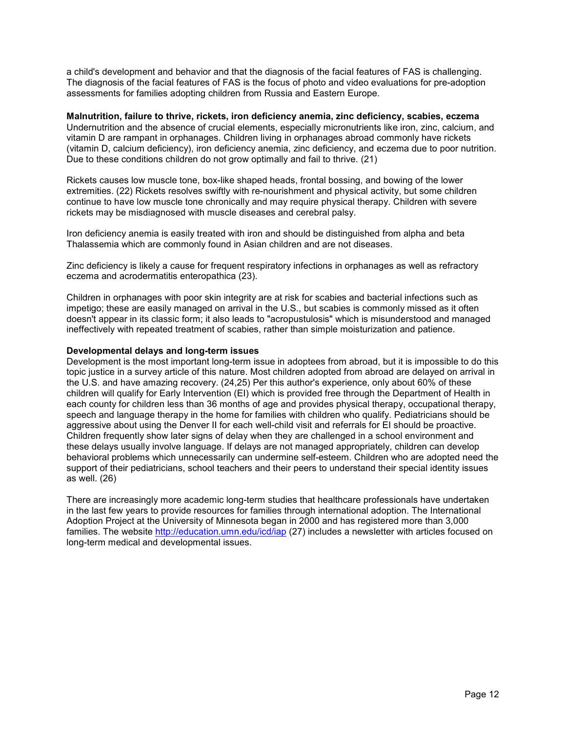a child's development and behavior and that the diagnosis of the facial features of FAS is challenging. The diagnosis of the facial features of FAS is the focus of photo and video evaluations for pre-adoption assessments for families adopting children from Russia and Eastern Europe.

**Malnutrition, failure to thrive, rickets, iron deficiency anemia, zinc deficiency, scabies, eczema**
Undernutrition and the absence of crucial elements, especially micronutrients like iron, zinc, calcium, and vitamin D are rampant in orphanages. Children living in orphanages abroad commonly have rickets (vitamin D, calcium deficiency), iron deficiency anemia, zinc deficiency, and eczema due to poor nutrition. Due to these conditions children do not grow optimally and fail to thrive. (21)

Rickets causes low muscle tone, box-like shaped heads, frontal bossing, and bowing of the lower extremities. (22) Rickets resolves swiftly with re-nourishment and physical activity, but some children continue to have low muscle tone chronically and may require physical therapy. Children with severe rickets may be misdiagnosed with muscle diseases and cerebral palsy.

Iron deficiency anemia is easily treated with iron and should be distinguished from alpha and beta Thalassemia which are commonly found in Asian children and are not diseases.

Zinc deficiency is likely a cause for frequent respiratory infections in orphanages as well as refractory eczema and acrodermatitis enteropathica (23).

Children in orphanages with poor skin integrity are at risk for scabies and bacterial infections such as impetigo; these are easily managed on arrival in the U.S., but scabies is commonly missed as it often doesn't appear in its classic form; it also leads to "acropustulosis" which is misunderstood and managed ineffectively with repeated treatment of scabies, rather than simple moisturization and patience.

**Developmental delays and long-term issues**
Development is the most important long-term issue in adoptees from abroad, but it is impossible to do this topic justice in a survey article of this nature. Most children adopted from abroad are delayed on arrival in the U.S. and have amazing recovery. (24,25) Per this author's experience, only about 60% of these children will qualify for Early Intervention (EI) which is provided free through the Department of Health in each county for children less than 36 months of age and provides physical therapy, occupational therapy, speech and language therapy in the home for families with children who qualify. Pediatricians should be aggressive about using the Denver II for each well-child visit and referrals for EI should be proactive. Children frequently show later signs of delay when they are challenged in a school environment and these delays usually involve language. If delays are not managed appropriately, children can develop behavioral problems which unnecessarily can undermine self-esteem. Children who are adopted need the support of their pediatricians, school teachers and their peers to understand their special identity issues as well. (26)

There are increasingly more academic long-term studies that healthcare professionals have undertaken in the last few years to provide resources for families through international adoption. The International Adoption Project at the University of Minnesota began in 2000 and has registered more than 3,000 families. The website http://education.umn.edu/icd/iap (27) includes a newsletter with articles focused on long-term medical and developmental issues.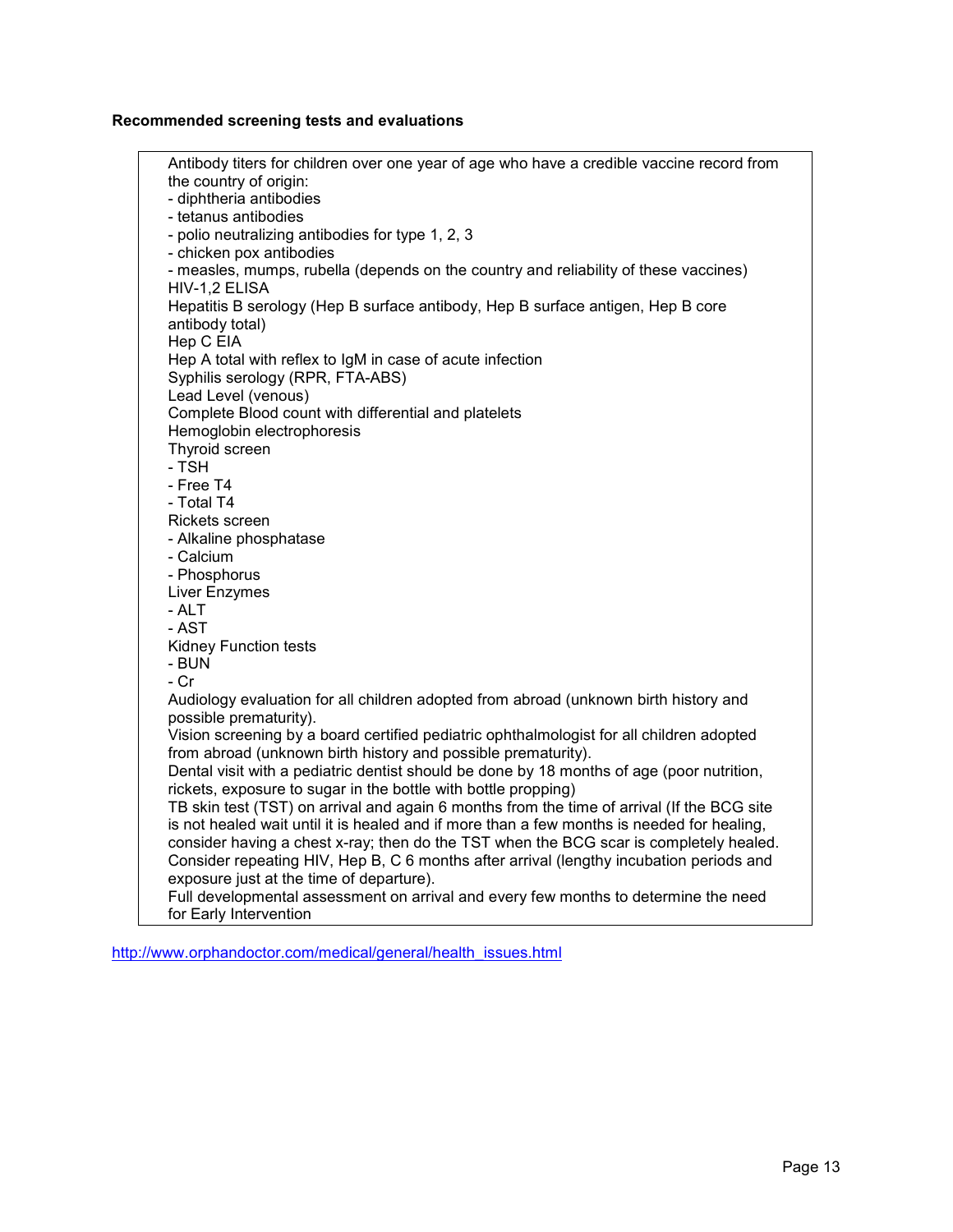**Recommended screening tests and evaluations**

Antibody titers for children over one year of age who have a credible vaccine record from the country of origin:
- diphtheria antibodies
- tetanus antibodies
- polio neutralizing antibodies for type 1, 2, 3
- chicken pox antibodies
- measles, mumps, rubella (depends on the country and reliability of these vaccines)

HIV-1,2 ELISA

Hepatitis B serology (Hep B surface antibody, Hep B surface antigen, Hep B core antibody total)

Hep C EIA

Hep A total with reflex to IgM in case of acute infection

Syphilis serology (RPR, FTA-ABS)

Lead Level (venous)

Complete Blood count with differential and platelets

Hemoglobin electrophoresis

Thyroid screen
- TSH
- Free T4
- Total T4

Rickets screen
- Alkaline phosphatase
- Calcium
- Phosphorus

Liver Enzymes
- ALT
- AST

Kidney Function tests
- BUN
- Cr

Audiology evaluation for all children adopted from abroad (unknown birth history and possible prematurity).

Vision screening by a board certified pediatric ophthalmologist for all children adopted from abroad (unknown birth history and possible prematurity).

Dental visit with a pediatric dentist should be done by 18 months of age (poor nutrition, rickets, exposure to sugar in the bottle with bottle propping)

TB skin test (TST) on arrival and again 6 months from the time of arrival (If the BCG site is not healed wait until it is healed and if more than a few months is needed for healing, consider having a chest x-ray; then do the TST when the BCG scar is completely healed.

Consider repeating HIV, Hep B, C 6 months after arrival (lengthy incubation periods and exposure just at the time of departure).

Full developmental assessment on arrival and every few months to determine the need for Early Intervention

http://www.orphandoctor.com/medical/general/health_issues.html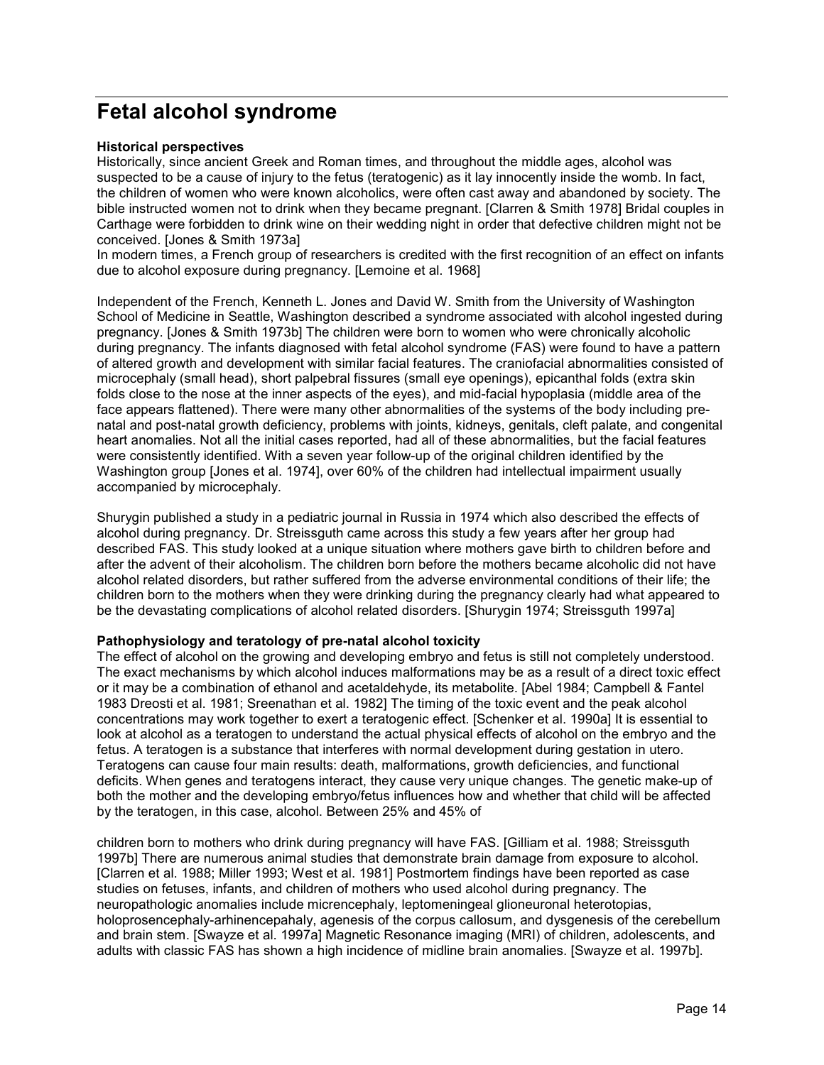# Fetal alcohol syndrome

**Historical perspectives**

Historically, since ancient Greek and Roman times, and throughout the middle ages, alcohol was suspected to be a cause of injury to the fetus (teratogenic) as it lay innocently inside the womb. In fact, the children of women who were known alcoholics, were often cast away and abandoned by society. The bible instructed women not to drink when they became pregnant. [Clarren & Smith 1978] Bridal couples in Carthage were forbidden to drink wine on their wedding night in order that defective children might not be conceived. [Jones & Smith 1973a]

In modern times, a French group of researchers is credited with the first recognition of an effect on infants due to alcohol exposure during pregnancy. [Lemoine et al. 1968]

Independent of the French, Kenneth L. Jones and David W. Smith from the University of Washington School of Medicine in Seattle, Washington described a syndrome associated with alcohol ingested during pregnancy. [Jones & Smith 1973b] The children were born to women who were chronically alcoholic during pregnancy. The infants diagnosed with fetal alcohol syndrome (FAS) were found to have a pattern of altered growth and development with similar facial features. The craniofacial abnormalities consisted of microcephaly (small head), short palpebral fissures (small eye openings), epicanthal folds (extra skin folds close to the nose at the inner aspects of the eyes), and mid-facial hypoplasia (middle area of the face appears flattened). There were many other abnormalities of the systems of the body including pre-natal and post-natal growth deficiency, problems with joints, kidneys, genitals, cleft palate, and congenital heart anomalies. Not all the initial cases reported, had all of these abnormalities, but the facial features were consistently identified. With a seven year follow-up of the original children identified by the Washington group [Jones et al. 1974], over 60% of the children had intellectual impairment usually accompanied by microcephaly.

Shurygin published a study in a pediatric journal in Russia in 1974 which also described the effects of alcohol during pregnancy. Dr. Streissguth came across this study a few years after her group had described FAS. This study looked at a unique situation where mothers gave birth to children before and after the advent of their alcoholism. The children born before the mothers became alcoholic did not have alcohol related disorders, but rather suffered from the adverse environmental conditions of their life; the children born to the mothers when they were drinking during the pregnancy clearly had what appeared to be the devastating complications of alcohol related disorders. [Shurygin 1974; Streissguth 1997a]

**Pathophysiology and teratology of pre-natal alcohol toxicity**

The effect of alcohol on the growing and developing embryo and fetus is still not completely understood. The exact mechanisms by which alcohol induces malformations may be as a result of a direct toxic effect or it may be a combination of ethanol and acetaldehyde, its metabolite. [Abel 1984; Campbell & Fantel 1983 Dreosti et al. 1981; Sreenathan et al. 1982] The timing of the toxic event and the peak alcohol concentrations may work together to exert a teratogenic effect. [Schenker et al. 1990a] It is essential to look at alcohol as a teratogen to understand the actual physical effects of alcohol on the embryo and the fetus. A teratogen is a substance that interferes with normal development during gestation in utero. Teratogens can cause four main results: death, malformations, growth deficiencies, and functional deficits. When genes and teratogens interact, they cause very unique changes. The genetic make-up of both the mother and the developing embryo/fetus influences how and whether that child will be affected by the teratogen, in this case, alcohol. Between 25% and 45% of children born to mothers who drink during pregnancy will have FAS. [Gilliam et al. 1988; Streissguth 1997b] There are numerous animal studies that demonstrate brain damage from exposure to alcohol. [Clarren et al. 1988; Miller 1993; West et al. 1981] Postmortem findings have been reported as case studies on fetuses, infants, and children of mothers who used alcohol during pregnancy. The neuropathologic anomalies include micrencephaly, leptomeningeal glioneuronal heterotopias, holoprosencephaly-arhinencepahaly, agenesis of the corpus callosum, and dysgenesis of the cerebellum and brain stem. [Swayze et al. 1997a] Magnetic Resonance imaging (MRI) of children, adolescents, and adults with classic FAS has shown a high incidence of midline brain anomalies. [Swayze et al. 1997b].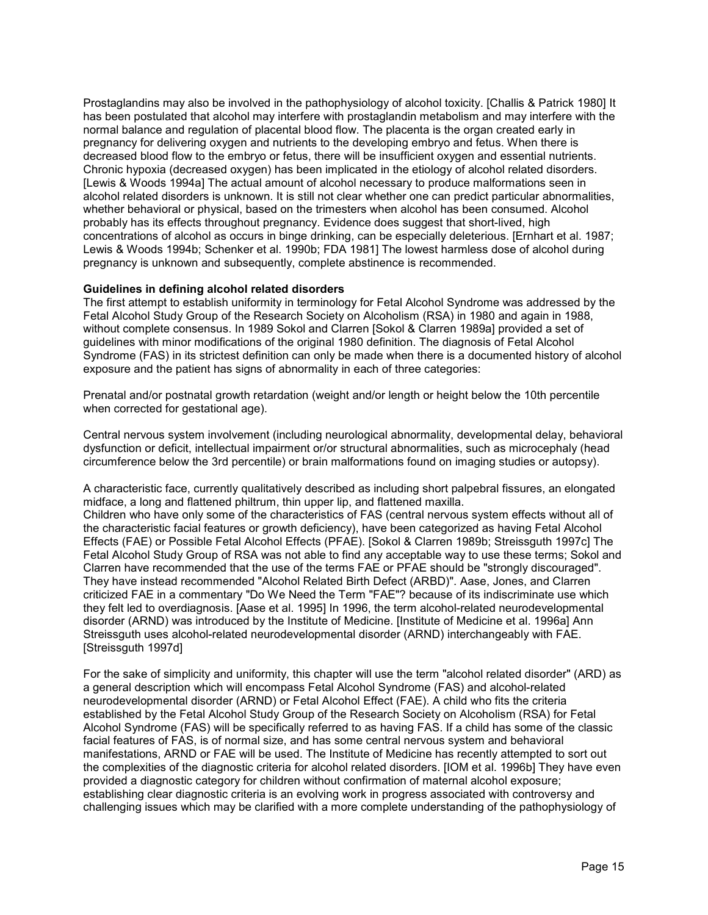Prostaglandins may also be involved in the pathophysiology of alcohol toxicity. [Challis & Patrick 1980] It has been postulated that alcohol may interfere with prostaglandin metabolism and may interfere with the normal balance and regulation of placental blood flow. The placenta is the organ created early in pregnancy for delivering oxygen and nutrients to the developing embryo and fetus. When there is decreased blood flow to the embryo or fetus, there will be insufficient oxygen and essential nutrients. Chronic hypoxia (decreased oxygen) has been implicated in the etiology of alcohol related disorders. [Lewis & Woods 1994a] The actual amount of alcohol necessary to produce malformations seen in alcohol related disorders is unknown. It is still not clear whether one can predict particular abnormalities, whether behavioral or physical, based on the trimesters when alcohol has been consumed. Alcohol probably has its effects throughout pregnancy. Evidence does suggest that short-lived, high concentrations of alcohol as occurs in binge drinking, can be especially deleterious. [Ernhart et al. 1987; Lewis & Woods 1994b; Schenker et al. 1990b; FDA 1981] The lowest harmless dose of alcohol during pregnancy is unknown and subsequently, complete abstinence is recommended.

**Guidelines in defining alcohol related disorders**

The first attempt to establish uniformity in terminology for Fetal Alcohol Syndrome was addressed by the Fetal Alcohol Study Group of the Research Society on Alcoholism (RSA) in 1980 and again in 1988, without complete consensus. In 1989 Sokol and Clarren [Sokol & Clarren 1989a] provided a set of guidelines with minor modifications of the original 1980 definition. The diagnosis of Fetal Alcohol Syndrome (FAS) in its strictest definition can only be made when there is a documented history of alcohol exposure and the patient has signs of abnormality in each of three categories:

Prenatal and/or postnatal growth retardation (weight and/or length or height below the 10th percentile when corrected for gestational age).

Central nervous system involvement (including neurological abnormality, developmental delay, behavioral dysfunction or deficit, intellectual impairment or/or structural abnormalities, such as microcephaly (head circumference below the 3rd percentile) or brain malformations found on imaging studies or autopsy).

A characteristic face, currently qualitatively described as including short palpebral fissures, an elongated midface, a long and flattened philtrum, thin upper lip, and flattened maxilla.
Children who have only some of the characteristics of FAS (central nervous system effects without all of the characteristic facial features or growth deficiency), have been categorized as having Fetal Alcohol Effects (FAE) or Possible Fetal Alcohol Effects (PFAE). [Sokol & Clarren 1989b; Streissguth 1997c] The Fetal Alcohol Study Group of RSA was not able to find any acceptable way to use these terms; Sokol and Clarren have recommended that the use of the terms FAE or PFAE should be "strongly discouraged". They have instead recommended "Alcohol Related Birth Defect (ARBD)". Aase, Jones, and Clarren criticized FAE in a commentary "Do We Need the Term "FAE"? because of its indiscriminate use which they felt led to overdiagnosis. [Aase et al. 1995] In 1996, the term alcohol-related neurodevelopmental disorder (ARND) was introduced by the Institute of Medicine. [Institute of Medicine et al. 1996a] Ann Streissguth uses alcohol-related neurodevelopmental disorder (ARND) interchangeably with FAE. [Streissguth 1997d]

For the sake of simplicity and uniformity, this chapter will use the term "alcohol related disorder" (ARD) as a general description which will encompass Fetal Alcohol Syndrome (FAS) and alcohol-related neurodevelopmental disorder (ARND) or Fetal Alcohol Effect (FAE). A child who fits the criteria established by the Fetal Alcohol Study Group of the Research Society on Alcoholism (RSA) for Fetal Alcohol Syndrome (FAS) will be specifically referred to as having FAS. If a child has some of the classic facial features of FAS, is of normal size, and has some central nervous system and behavioral manifestations, ARND or FAE will be used. The Institute of Medicine has recently attempted to sort out the complexities of the diagnostic criteria for alcohol related disorders. [IOM et al. 1996b] They have even provided a diagnostic category for children without confirmation of maternal alcohol exposure; establishing clear diagnostic criteria is an evolving work in progress associated with controversy and challenging issues which may be clarified with a more complete understanding of the pathophysiology of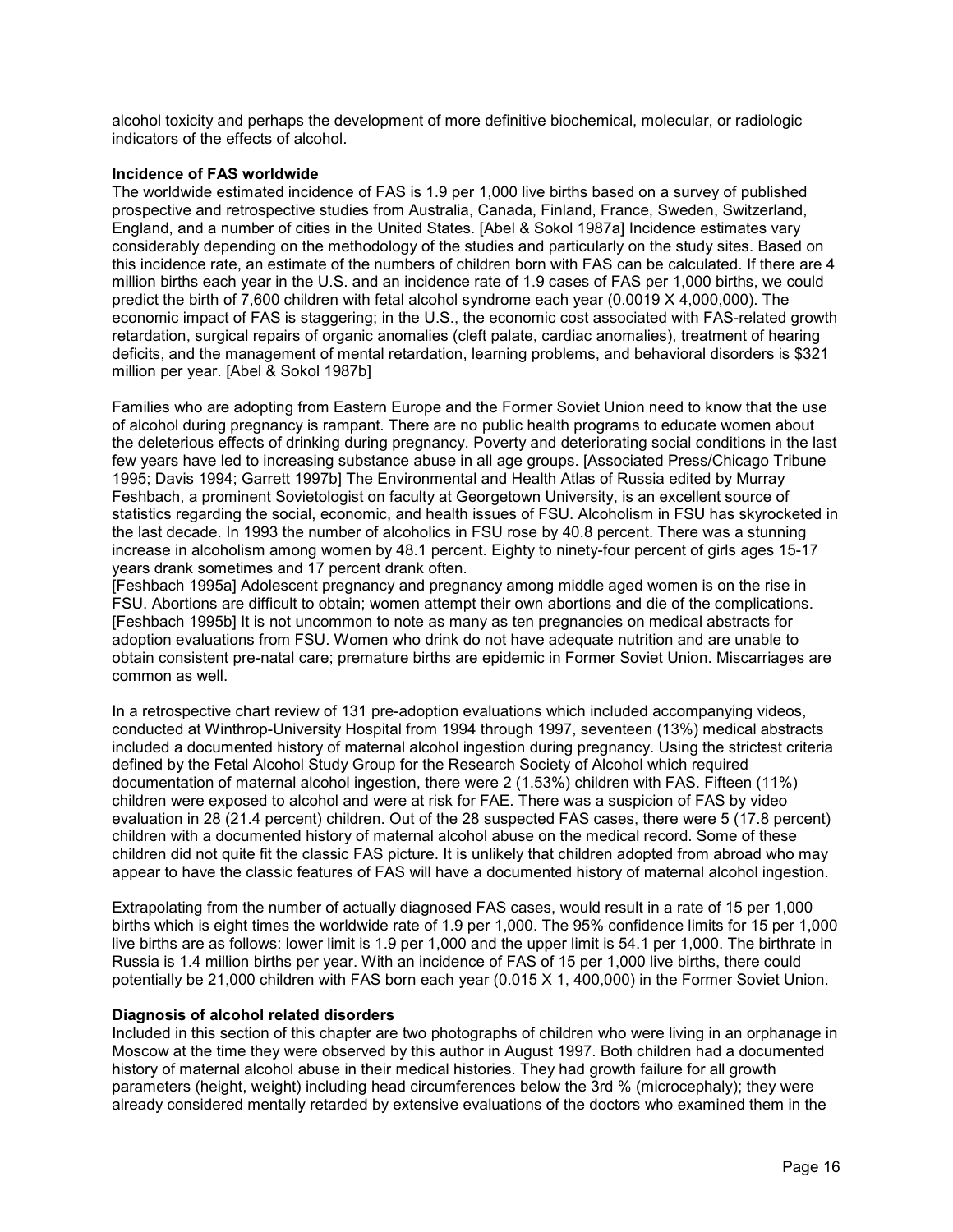alcohol toxicity and perhaps the development of more definitive biochemical, molecular, or radiologic indicators of the effects of alcohol.

**Incidence of FAS worldwide**

The worldwide estimated incidence of FAS is 1.9 per 1,000 live births based on a survey of published prospective and retrospective studies from Australia, Canada, Finland, France, Sweden, Switzerland, England, and a number of cities in the United States. [Abel & Sokol 1987a] Incidence estimates vary considerably depending on the methodology of the studies and particularly on the study sites. Based on this incidence rate, an estimate of the numbers of children born with FAS can be calculated. If there are 4 million births each year in the U.S. and an incidence rate of 1.9 cases of FAS per 1,000 births, we could predict the birth of 7,600 children with fetal alcohol syndrome each year (0.0019 X 4,000,000). The economic impact of FAS is staggering; in the U.S., the economic cost associated with FAS-related growth retardation, surgical repairs of organic anomalies (cleft palate, cardiac anomalies), treatment of hearing deficits, and the management of mental retardation, learning problems, and behavioral disorders is $321 million per year. [Abel & Sokol 1987b]

Families who are adopting from Eastern Europe and the Former Soviet Union need to know that the use of alcohol during pregnancy is rampant. There are no public health programs to educate women about the deleterious effects of drinking during pregnancy. Poverty and deteriorating social conditions in the last few years have led to increasing substance abuse in all age groups. [Associated Press/Chicago Tribune 1995; Davis 1994; Garrett 1997b] The Environmental and Health Atlas of Russia edited by Murray Feshbach, a prominent Sovietologist on faculty at Georgetown University, is an excellent source of statistics regarding the social, economic, and health issues of FSU. Alcoholism in FSU has skyrocketed in the last decade. In 1993 the number of alcoholics in FSU rose by 40.8 percent. There was a stunning increase in alcoholism among women by 48.1 percent. Eighty to ninety-four percent of girls ages 15-17 years drank sometimes and 17 percent drank often.
[Feshbach 1995a] Adolescent pregnancy and pregnancy among middle aged women is on the rise in FSU. Abortions are difficult to obtain; women attempt their own abortions and die of the complications. [Feshbach 1995b] It is not uncommon to note as many as ten pregnancies on medical abstracts for adoption evaluations from FSU. Women who drink do not have adequate nutrition and are unable to obtain consistent pre-natal care; premature births are epidemic in Former Soviet Union. Miscarriages are common as well.

In a retrospective chart review of 131 pre-adoption evaluations which included accompanying videos, conducted at Winthrop-University Hospital from 1994 through 1997, seventeen (13%) medical abstracts included a documented history of maternal alcohol ingestion during pregnancy. Using the strictest criteria defined by the Fetal Alcohol Study Group for the Research Society of Alcohol which required documentation of maternal alcohol ingestion, there were 2 (1.53%) children with FAS. Fifteen (11%) children were exposed to alcohol and were at risk for FAE. There was a suspicion of FAS by video evaluation in 28 (21.4 percent) children. Out of the 28 suspected FAS cases, there were 5 (17.8 percent) children with a documented history of maternal alcohol abuse on the medical record. Some of these children did not quite fit the classic FAS picture. It is unlikely that children adopted from abroad who may appear to have the classic features of FAS will have a documented history of maternal alcohol ingestion.

Extrapolating from the number of actually diagnosed FAS cases, would result in a rate of 15 per 1,000 births which is eight times the worldwide rate of 1.9 per 1,000. The 95% confidence limits for 15 per 1,000 live births are as follows: lower limit is 1.9 per 1,000 and the upper limit is 54.1 per 1,000. The birthrate in Russia is 1.4 million births per year. With an incidence of FAS of 15 per 1,000 live births, there could potentially be 21,000 children with FAS born each year (0.015 X 1, 400,000) in the Former Soviet Union.

**Diagnosis of alcohol related disorders**

Included in this section of this chapter are two photographs of children who were living in an orphanage in Moscow at the time they were observed by this author in August 1997. Both children had a documented history of maternal alcohol abuse in their medical histories. They had growth failure for all growth parameters (height, weight) including head circumferences below the 3rd % (microcephaly); they were already considered mentally retarded by extensive evaluations of the doctors who examined them in the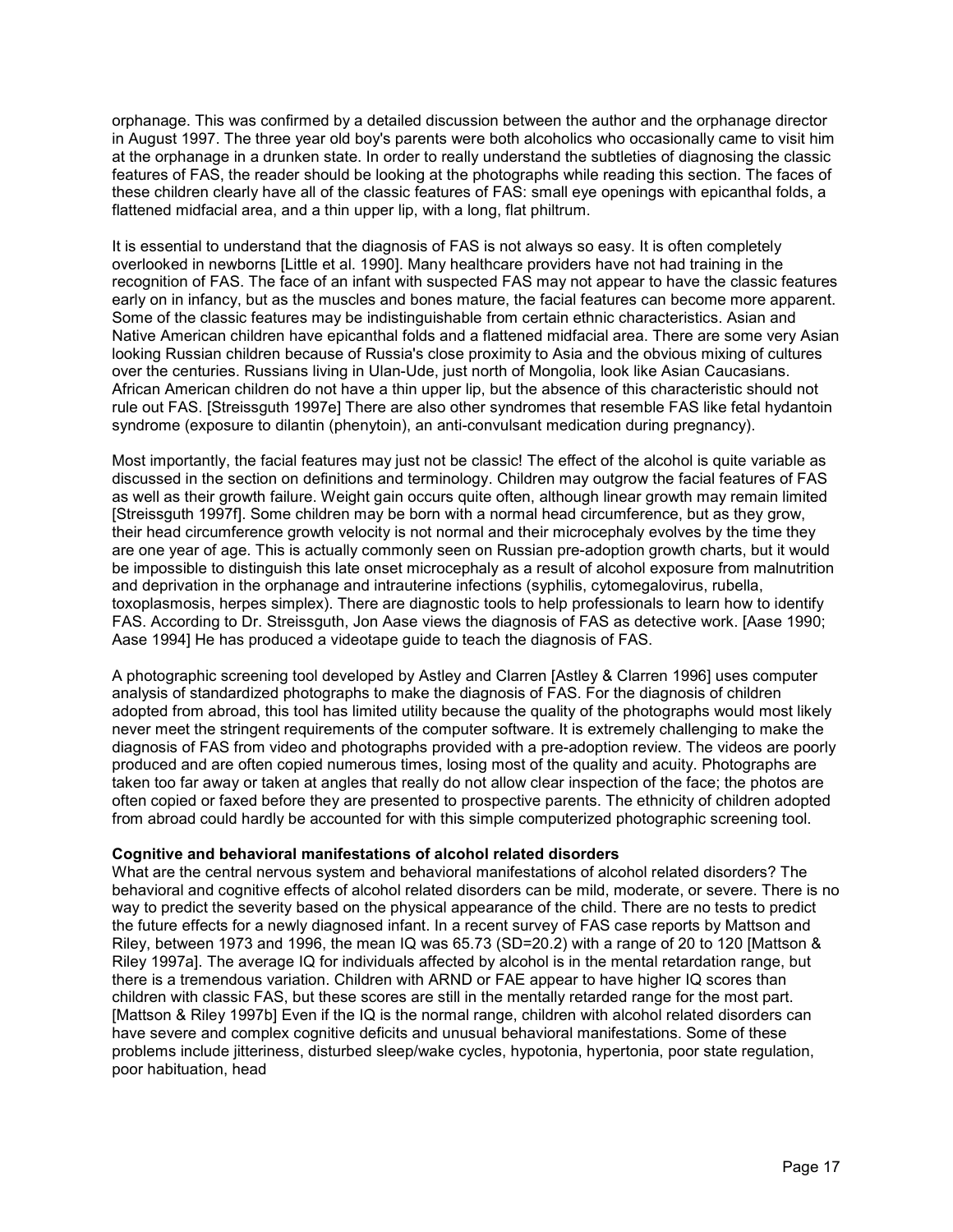orphanage. This was confirmed by a detailed discussion between the author and the orphanage director in August 1997. The three year old boy's parents were both alcoholics who occasionally came to visit him at the orphanage in a drunken state. In order to really understand the subtleties of diagnosing the classic features of FAS, the reader should be looking at the photographs while reading this section. The faces of these children clearly have all of the classic features of FAS: small eye openings with epicanthal folds, a flattened midfacial area, and a thin upper lip, with a long, flat philtrum.

It is essential to understand that the diagnosis of FAS is not always so easy. It is often completely overlooked in newborns [Little et al. 1990]. Many healthcare providers have not had training in the recognition of FAS. The face of an infant with suspected FAS may not appear to have the classic features early on in infancy, but as the muscles and bones mature, the facial features can become more apparent. Some of the classic features may be indistinguishable from certain ethnic characteristics. Asian and Native American children have epicanthal folds and a flattened midfacial area. There are some very Asian looking Russian children because of Russia's close proximity to Asia and the obvious mixing of cultures over the centuries. Russians living in Ulan-Ude, just north of Mongolia, look like Asian Caucasians. African American children do not have a thin upper lip, but the absence of this characteristic should not rule out FAS. [Streissguth 1997e] There are also other syndromes that resemble FAS like fetal hydantoin syndrome (exposure to dilantin (phenytoin), an anti-convulsant medication during pregnancy).

Most importantly, the facial features may just not be classic! The effect of the alcohol is quite variable as discussed in the section on definitions and terminology. Children may outgrow the facial features of FAS as well as their growth failure. Weight gain occurs quite often, although linear growth may remain limited [Streissguth 1997f]. Some children may be born with a normal head circumference, but as they grow, their head circumference growth velocity is not normal and their microcephaly evolves by the time they are one year of age. This is actually commonly seen on Russian pre-adoption growth charts, but it would be impossible to distinguish this late onset microcephaly as a result of alcohol exposure from malnutrition and deprivation in the orphanage and intrauterine infections (syphilis, cytomegalovirus, rubella, toxoplasmosis, herpes simplex). There are diagnostic tools to help professionals to learn how to identify FAS. According to Dr. Streissguth, Jon Aase views the diagnosis of FAS as detective work. [Aase 1990; Aase 1994] He has produced a videotape guide to teach the diagnosis of FAS.

A photographic screening tool developed by Astley and Clarren [Astley & Clarren 1996] uses computer analysis of standardized photographs to make the diagnosis of FAS. For the diagnosis of children adopted from abroad, this tool has limited utility because the quality of the photographs would most likely never meet the stringent requirements of the computer software. It is extremely challenging to make the diagnosis of FAS from video and photographs provided with a pre-adoption review. The videos are poorly produced and are often copied numerous times, losing most of the quality and acuity. Photographs are taken too far away or taken at angles that really do not allow clear inspection of the face; the photos are often copied or faxed before they are presented to prospective parents. The ethnicity of children adopted from abroad could hardly be accounted for with this simple computerized photographic screening tool.

**Cognitive and behavioral manifestations of alcohol related disorders**

What are the central nervous system and behavioral manifestations of alcohol related disorders? The behavioral and cognitive effects of alcohol related disorders can be mild, moderate, or severe. There is no way to predict the severity based on the physical appearance of the child. There are no tests to predict the future effects for a newly diagnosed infant. In a recent survey of FAS case reports by Mattson and Riley, between 1973 and 1996, the mean IQ was 65.73 (SD=20.2) with a range of 20 to 120 [Mattson & Riley 1997a]. The average IQ for individuals affected by alcohol is in the mental retardation range, but there is a tremendous variation. Children with ARND or FAE appear to have higher IQ scores than children with classic FAS, but these scores are still in the mentally retarded range for the most part. [Mattson & Riley 1997b] Even if the IQ is the normal range, children with alcohol related disorders can have severe and complex cognitive deficits and unusual behavioral manifestations. Some of these problems include jitteriness, disturbed sleep/wake cycles, hypotonia, hypertonia, poor state regulation, poor habituation, head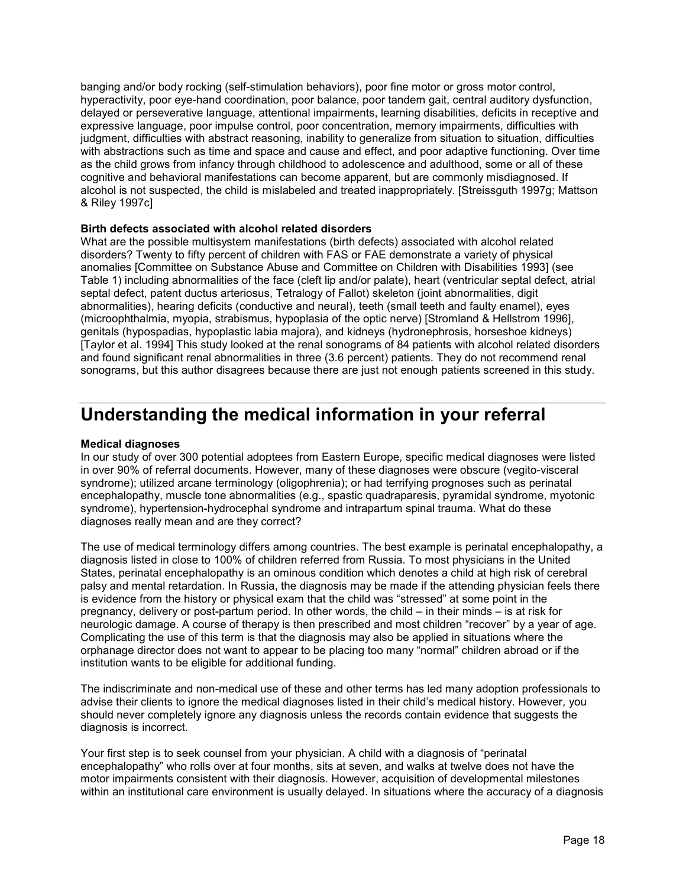banging and/or body rocking (self-stimulation behaviors), poor fine motor or gross motor control, hyperactivity, poor eye-hand coordination, poor balance, poor tandem gait, central auditory dysfunction, delayed or perseverative language, attentional impairments, learning disabilities, deficits in receptive and expressive language, poor impulse control, poor concentration, memory impairments, difficulties with judgment, difficulties with abstract reasoning, inability to generalize from situation to situation, difficulties with abstractions such as time and space and cause and effect, and poor adaptive functioning. Over time as the child grows from infancy through childhood to adolescence and adulthood, some or all of these cognitive and behavioral manifestations can become apparent, but are commonly misdiagnosed. If alcohol is not suspected, the child is mislabeled and treated inappropriately. [Streissguth 1997g; Mattson & Riley 1997c]

**Birth defects associated with alcohol related disorders**

What are the possible multisystem manifestations (birth defects) associated with alcohol related disorders? Twenty to fifty percent of children with FAS or FAE demonstrate a variety of physical anomalies [Committee on Substance Abuse and Committee on Children with Disabilities 1993] (see Table 1) including abnormalities of the face (cleft lip and/or palate), heart (ventricular septal defect, atrial septal defect, patent ductus arteriosus, Tetralogy of Fallot) skeleton (joint abnormalities, digit abnormalities), hearing deficits (conductive and neural), teeth (small teeth and faulty enamel), eyes (microophthalmia, myopia, strabismus, hypoplasia of the optic nerve) [Stromland & Hellstrom 1996], genitals (hypospadias, hypoplastic labia majora), and kidneys (hydronephrosis, horseshoe kidneys) [Taylor et al. 1994] This study looked at the renal sonograms of 84 patients with alcohol related disorders and found significant renal abnormalities in three (3.6 percent) patients. They do not recommend renal sonograms, but this author disagrees because there are just not enough patients screened in this study.

# Understanding the medical information in your referral

**Medical diagnoses**

In our study of over 300 potential adoptees from Eastern Europe, specific medical diagnoses were listed in over 90% of referral documents. However, many of these diagnoses were obscure (vegito-visceral syndrome); utilized arcane terminology (oligophrenia); or had terrifying prognoses such as perinatal encephalopathy, muscle tone abnormalities (e.g., spastic quadraparesis, pyramidal syndrome, myotonic syndrome), hypertension-hydrocephal syndrome and intrapartum spinal trauma. What do these diagnoses really mean and are they correct?

The use of medical terminology differs among countries. The best example is perinatal encephalopathy, a diagnosis listed in close to 100% of children referred from Russia. To most physicians in the United States, perinatal encephalopathy is an ominous condition which denotes a child at high risk of cerebral palsy and mental retardation. In Russia, the diagnosis may be made if the attending physician feels there is evidence from the history or physical exam that the child was "stressed" at some point in the pregnancy, delivery or post-partum period. In other words, the child – in their minds – is at risk for neurologic damage. A course of therapy is then prescribed and most children "recover" by a year of age. Complicating the use of this term is that the diagnosis may also be applied in situations where the orphanage director does not want to appear to be placing too many "normal" children abroad or if the institution wants to be eligible for additional funding.

The indiscriminate and non-medical use of these and other terms has led many adoption professionals to advise their clients to ignore the medical diagnoses listed in their child's medical history. However, you should never completely ignore any diagnosis unless the records contain evidence that suggests the diagnosis is incorrect.

Your first step is to seek counsel from your physician. A child with a diagnosis of "perinatal encephalopathy" who rolls over at four months, sits at seven, and walks at twelve does not have the motor impairments consistent with their diagnosis. However, acquisition of developmental milestones within an institutional care environment is usually delayed. In situations where the accuracy of a diagnosis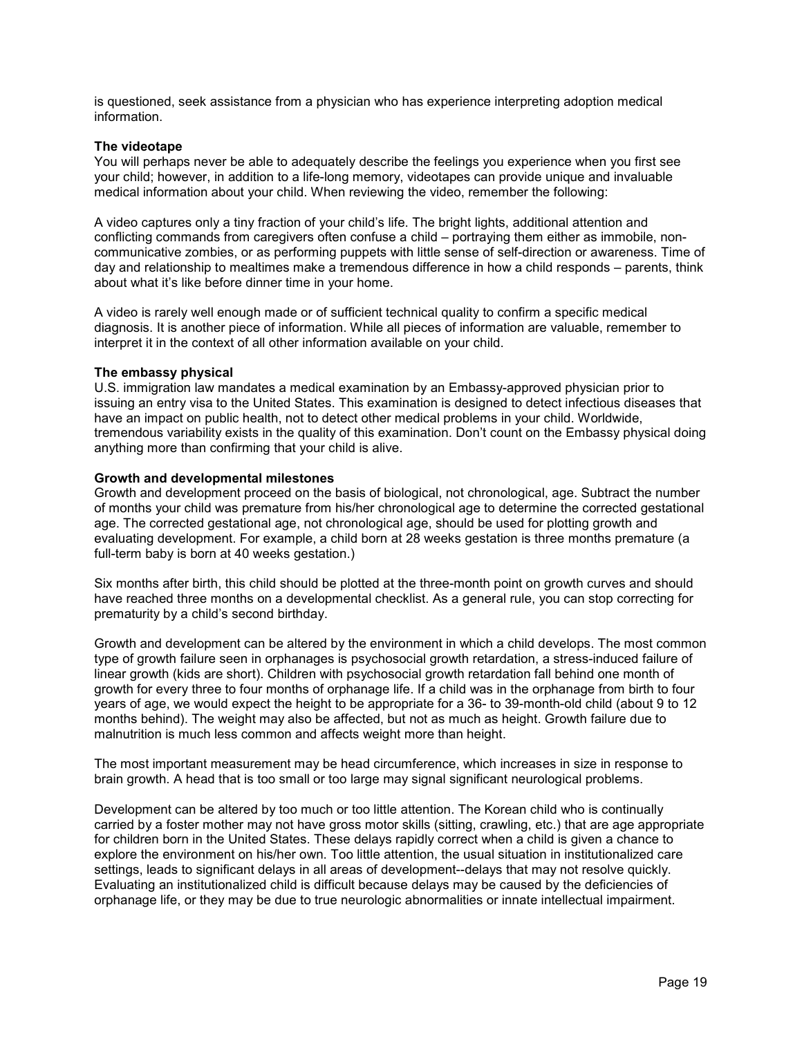is questioned, seek assistance from a physician who has experience interpreting adoption medical information.

**The videotape**

You will perhaps never be able to adequately describe the feelings you experience when you first see your child; however, in addition to a life-long memory, videotapes can provide unique and invaluable medical information about your child. When reviewing the video, remember the following:

A video captures only a tiny fraction of your child's life. The bright lights, additional attention and conflicting commands from caregivers often confuse a child – portraying them either as immobile, non-communicative zombies, or as performing puppets with little sense of self-direction or awareness. Time of day and relationship to mealtimes make a tremendous difference in how a child responds – parents, think about what it's like before dinner time in your home.

A video is rarely well enough made or of sufficient technical quality to confirm a specific medical diagnosis. It is another piece of information. While all pieces of information are valuable, remember to interpret it in the context of all other information available on your child.

**The embassy physical**

U.S. immigration law mandates a medical examination by an Embassy-approved physician prior to issuing an entry visa to the United States. This examination is designed to detect infectious diseases that have an impact on public health, not to detect other medical problems in your child. Worldwide, tremendous variability exists in the quality of this examination. Don't count on the Embassy physical doing anything more than confirming that your child is alive.

**Growth and developmental milestones**

Growth and development proceed on the basis of biological, not chronological, age. Subtract the number of months your child was premature from his/her chronological age to determine the corrected gestational age. The corrected gestational age, not chronological age, should be used for plotting growth and evaluating development. For example, a child born at 28 weeks gestation is three months premature (a full-term baby is born at 40 weeks gestation.)

Six months after birth, this child should be plotted at the three-month point on growth curves and should have reached three months on a developmental checklist. As a general rule, you can stop correcting for prematurity by a child's second birthday.

Growth and development can be altered by the environment in which a child develops. The most common type of growth failure seen in orphanages is psychosocial growth retardation, a stress-induced failure of linear growth (kids are short). Children with psychosocial growth retardation fall behind one month of growth for every three to four months of orphanage life. If a child was in the orphanage from birth to four years of age, we would expect the height to be appropriate for a 36- to 39-month-old child (about 9 to 12 months behind). The weight may also be affected, but not as much as height. Growth failure due to malnutrition is much less common and affects weight more than height.

The most important measurement may be head circumference, which increases in size in response to brain growth. A head that is too small or too large may signal significant neurological problems.

Development can be altered by too much or too little attention. The Korean child who is continually carried by a foster mother may not have gross motor skills (sitting, crawling, etc.) that are age appropriate for children born in the United States. These delays rapidly correct when a child is given a chance to explore the environment on his/her own. Too little attention, the usual situation in institutionalized care settings, leads to significant delays in all areas of development--delays that may not resolve quickly. Evaluating an institutionalized child is difficult because delays may be caused by the deficiencies of orphanage life, or they may be due to true neurologic abnormalities or innate intellectual impairment.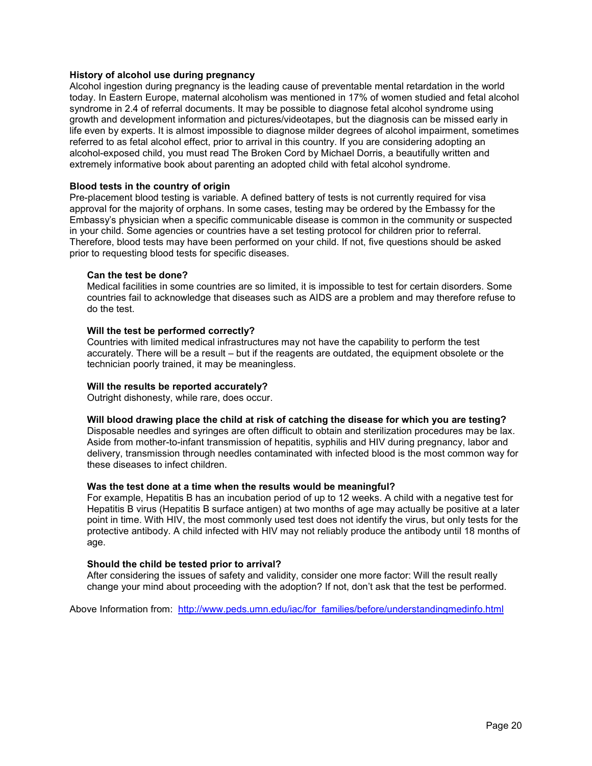### History of alcohol use during pregnancy

Alcohol ingestion during pregnancy is the leading cause of preventable mental retardation in the world today. In Eastern Europe, maternal alcoholism was mentioned in 17% of women studied and fetal alcohol syndrome in 2.4 of referral documents. It may be possible to diagnose fetal alcohol syndrome using growth and development information and pictures/videotapes, but the diagnosis can be missed early in life even by experts. It is almost impossible to diagnose milder degrees of alcohol impairment, sometimes referred to as fetal alcohol effect, prior to arrival in this country. If you are considering adopting an alcohol-exposed child, you must read The Broken Cord by Michael Dorris, a beautifully written and extremely informative book about parenting an adopted child with fetal alcohol syndrome.

### Blood tests in the country of origin

Pre-placement blood testing is variable. A defined battery of tests is not currently required for visa approval for the majority of orphans. In some cases, testing may be ordered by the Embassy for the Embassy's physician when a specific communicable disease is common in the community or suspected in your child. Some agencies or countries have a set testing protocol for children prior to referral. Therefore, blood tests may have been performed on your child. If not, five questions should be asked prior to requesting blood tests for specific diseases.

#### Can the test be done?

Medical facilities in some countries are so limited, it is impossible to test for certain disorders. Some countries fail to acknowledge that diseases such as AIDS are a problem and may therefore refuse to do the test.

#### Will the test be performed correctly?

Countries with limited medical infrastructures may not have the capability to perform the test accurately. There will be a result – but if the reagents are outdated, the equipment obsolete or the technician poorly trained, it may be meaningless.

#### Will the results be reported accurately?

Outright dishonesty, while rare, does occur.

#### Will blood drawing place the child at risk of catching the disease for which you are testing?

Disposable needles and syringes are often difficult to obtain and sterilization procedures may be lax. Aside from mother-to-infant transmission of hepatitis, syphilis and HIV during pregnancy, labor and delivery, transmission through needles contaminated with infected blood is the most common way for these diseases to infect children.

#### Was the test done at a time when the results would be meaningful?

For example, Hepatitis B has an incubation period of up to 12 weeks. A child with a negative test for Hepatitis B virus (Hepatitis B surface antigen) at two months of age may actually be positive at a later point in time. With HIV, the most commonly used test does not identify the virus, but only tests for the protective antibody. A child infected with HIV may not reliably produce the antibody until 18 months of age.

#### Should the child be tested prior to arrival?

After considering the issues of safety and validity, consider one more factor: Will the result really change your mind about proceeding with the adoption? If not, don't ask that the test be performed.

Above Information from: http://www.peds.umn.edu/iac/for_families/before/understandingmedinfo.html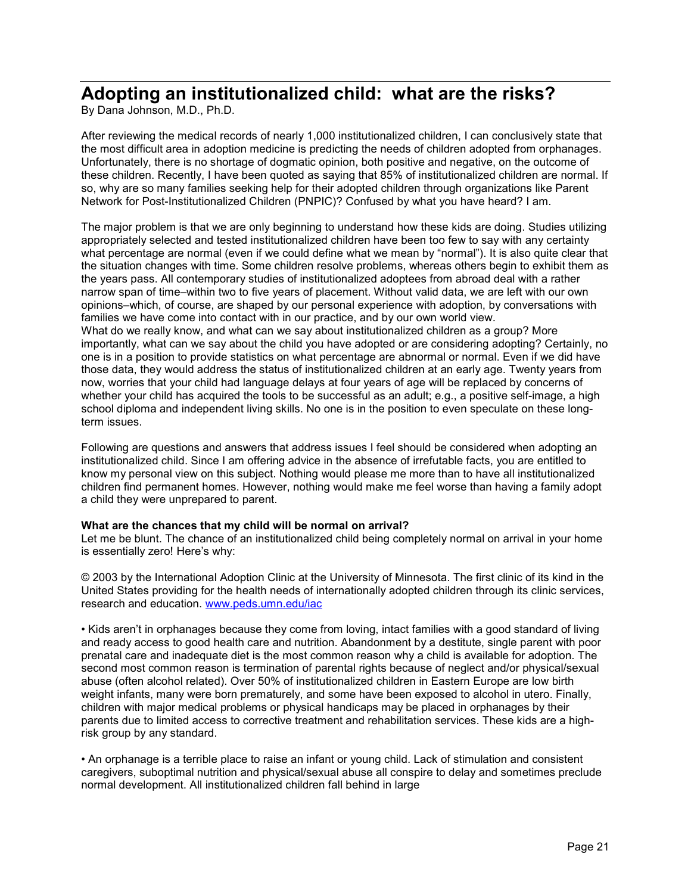## Adopting an institutionalized child: what are the risks?

By Dana Johnson, M.D., Ph.D.

After reviewing the medical records of nearly 1,000 institutionalized children, I can conclusively state that the most difficult area in adoption medicine is predicting the needs of children adopted from orphanages. Unfortunately, there is no shortage of dogmatic opinion, both positive and negative, on the outcome of these children. Recently, I have been quoted as saying that 85% of institutionalized children are normal. If so, why are so many families seeking help for their adopted children through organizations like Parent Network for Post-Institutionalized Children (PNPIC)? Confused by what you have heard? I am.

The major problem is that we are only beginning to understand how these kids are doing. Studies utilizing appropriately selected and tested institutionalized children have been too few to say with any certainty what percentage are normal (even if we could define what we mean by "normal"). It is also quite clear that the situation changes with time. Some children resolve problems, whereas others begin to exhibit them as the years pass. All contemporary studies of institutionalized adoptees from abroad deal with a rather narrow span of time–within two to five years of placement. Without valid data, we are left with our own opinions–which, of course, are shaped by our personal experience with adoption, by conversations with families we have come into contact with in our practice, and by our own world view.

What do we really know, and what can we say about institutionalized children as a group? More importantly, what can we say about the child you have adopted or are considering adopting? Certainly, no one is in a position to provide statistics on what percentage are abnormal or normal. Even if we did have those data, they would address the status of institutionalized children at an early age. Twenty years from now, worries that your child had language delays at four years of age will be replaced by concerns of whether your child has acquired the tools to be successful as an adult; e.g., a positive self-image, a high school diploma and independent living skills. No one is in the position to even speculate on these long-term issues.

Following are questions and answers that address issues I feel should be considered when adopting an institutionalized child. Since I am offering advice in the absence of irrefutable facts, you are entitled to know my personal view on this subject. Nothing would please me more than to have all institutionalized children find permanent homes. However, nothing would make me feel worse than having a family adopt a child they were unprepared to parent.

**What are the chances that my child will be normal on arrival?**

Let me be blunt. The chance of an institutionalized child being completely normal on arrival in your home is essentially zero! Here's why:

© 2003 by the International Adoption Clinic at the University of Minnesota. The first clinic of its kind in the United States providing for the health needs of internationally adopted children through its clinic services, research and education. [www.peds.umn.edu/iac](www.peds.umn.edu/iac)

- Kids aren't in orphanages because they come from loving, intact families with a good standard of living and ready access to good health care and nutrition. Abandonment by a destitute, single parent with poor prenatal care and inadequate diet is the most common reason why a child is available for adoption. The second most common reason is termination of parental rights because of neglect and/or physical/sexual abuse (often alcohol related). Over 50% of institutionalized children in Eastern Europe are low birth weight infants, many were born prematurely, and some have been exposed to alcohol in utero. Finally, children with major medical problems or physical handicaps may be placed in orphanages by their parents due to limited access to corrective treatment and rehabilitation services. These kids are a high-risk group by any standard.

- An orphanage is a terrible place to raise an infant or young child. Lack of stimulation and consistent caregivers, suboptimal nutrition and physical/sexual abuse all conspire to delay and sometimes preclude normal development. All institutionalized children fall behind in large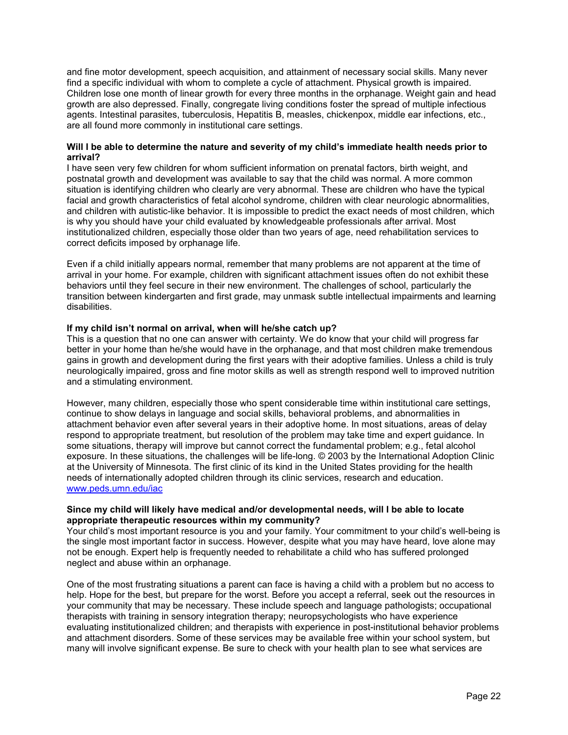and fine motor development, speech acquisition, and attainment of necessary social skills. Many never find a specific individual with whom to complete a cycle of attachment. Physical growth is impaired. Children lose one month of linear growth for every three months in the orphanage. Weight gain and head growth are also depressed. Finally, congregate living conditions foster the spread of multiple infectious agents. Intestinal parasites, tuberculosis, Hepatitis B, measles, chickenpox, middle ear infections, etc., are all found more commonly in institutional care settings.

**Will I be able to determine the nature and severity of my child's immediate health needs prior to arrival?**

I have seen very few children for whom sufficient information on prenatal factors, birth weight, and postnatal growth and development was available to say that the child was normal. A more common situation is identifying children who clearly are very abnormal. These are children who have the typical facial and growth characteristics of fetal alcohol syndrome, children with clear neurologic abnormalities, and children with autistic-like behavior. It is impossible to predict the exact needs of most children, which is why you should have your child evaluated by knowledgeable professionals after arrival. Most institutionalized children, especially those older than two years of age, need rehabilitation services to correct deficits imposed by orphanage life.

Even if a child initially appears normal, remember that many problems are not apparent at the time of arrival in your home. For example, children with significant attachment issues often do not exhibit these behaviors until they feel secure in their new environment. The challenges of school, particularly the transition between kindergarten and first grade, may unmask subtle intellectual impairments and learning disabilities.

**If my child isn't normal on arrival, when will he/she catch up?**

This is a question that no one can answer with certainty. We do know that your child will progress far better in your home than he/she would have in the orphanage, and that most children make tremendous gains in growth and development during the first years with their adoptive families. Unless a child is truly neurologically impaired, gross and fine motor skills as well as strength respond well to improved nutrition and a stimulating environment.

However, many children, especially those who spent considerable time within institutional care settings, continue to show delays in language and social skills, behavioral problems, and abnormalities in attachment behavior even after several years in their adoptive home. In most situations, areas of delay respond to appropriate treatment, but resolution of the problem may take time and expert guidance. In some situations, therapy will improve but cannot correct the fundamental problem; e.g., fetal alcohol exposure. In these situations, the challenges will be life-long. © 2003 by the International Adoption Clinic at the University of Minnesota. The first clinic of its kind in the United States providing for the health needs of internationally adopted children through its clinic services, research and education. [www.peds.umn.edu/iac](www.peds.umn.edu/iac)

**Since my child will likely have medical and/or developmental needs, will I be able to locate appropriate therapeutic resources within my community?**

Your child's most important resource is you and your family. Your commitment to your child's well-being is the single most important factor in success. However, despite what you may have heard, love alone may not be enough. Expert help is frequently needed to rehabilitate a child who has suffered prolonged neglect and abuse within an orphanage.

One of the most frustrating situations a parent can face is having a child with a problem but no access to help. Hope for the best, but prepare for the worst. Before you accept a referral, seek out the resources in your community that may be necessary. These include speech and language pathologists; occupational therapists with training in sensory integration therapy; neuropsychologists who have experience evaluating institutionalized children; and therapists with experience in post-institutional behavior problems and attachment disorders. Some of these services may be available free within your school system, but many will involve significant expense. Be sure to check with your health plan to see what services are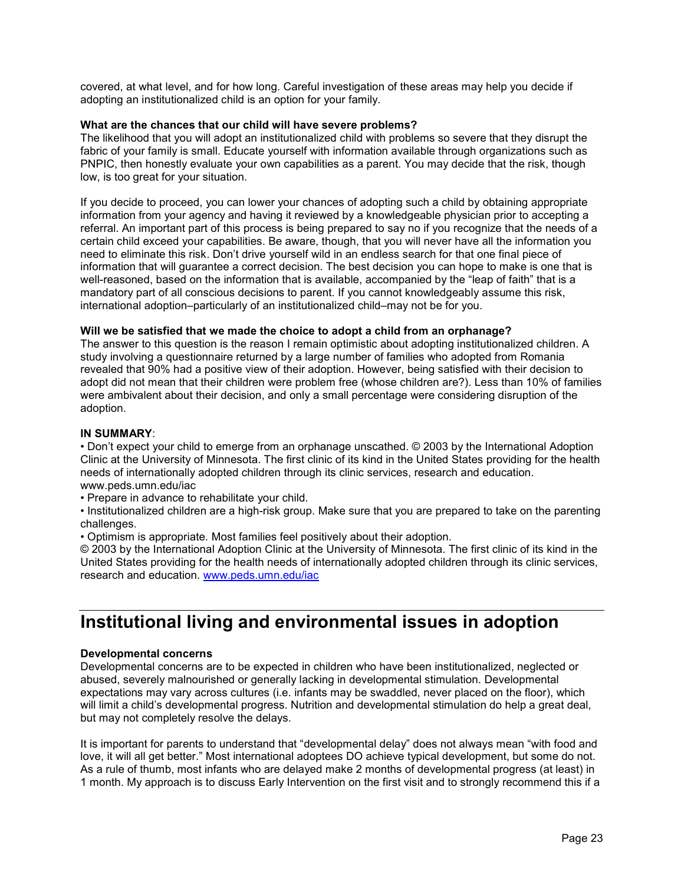covered, at what level, and for how long. Careful investigation of these areas may help you decide if adopting an institutionalized child is an option for your family.

**What are the chances that our child will have severe problems?**
The likelihood that you will adopt an institutionalized child with problems so severe that they disrupt the fabric of your family is small. Educate yourself with information available through organizations such as PNPIC, then honestly evaluate your own capabilities as a parent. You may decide that the risk, though low, is too great for your situation.

If you decide to proceed, you can lower your chances of adopting such a child by obtaining appropriate information from your agency and having it reviewed by a knowledgeable physician prior to accepting a referral. An important part of this process is being prepared to say no if you recognize that the needs of a certain child exceed your capabilities. Be aware, though, that you will never have all the information you need to eliminate this risk. Don't drive yourself wild in an endless search for that one final piece of information that will guarantee a correct decision. The best decision you can hope to make is one that is well-reasoned, based on the information that is available, accompanied by the "leap of faith" that is a mandatory part of all conscious decisions to parent. If you cannot knowledgeably assume this risk, international adoption–particularly of an institutionalized child–may not be for you.

**Will we be satisfied that we made the choice to adopt a child from an orphanage?**
The answer to this question is the reason I remain optimistic about adopting institutionalized children. A study involving a questionnaire returned by a large number of families who adopted from Romania revealed that 90% had a positive view of their adoption. However, being satisfied with their decision to adopt did not mean that their children were problem free (whose children are?). Less than 10% of families were ambivalent about their decision, and only a small percentage were considering disruption of the adoption.

**IN SUMMARY**:
• Don't expect your child to emerge from an orphanage unscathed. © 2003 by the International Adoption Clinic at the University of Minnesota. The first clinic of its kind in the United States providing for the health needs of internationally adopted children through its clinic services, research and education. www.peds.umn.edu/iac
• Prepare in advance to rehabilitate your child.
• Institutionalized children are a high-risk group. Make sure that you are prepared to take on the parenting challenges.
• Optimism is appropriate. Most families feel positively about their adoption.
© 2003 by the International Adoption Clinic at the University of Minnesota. The first clinic of its kind in the United States providing for the health needs of internationally adopted children through its clinic services, research and education. www.peds.umn.edu/iac

# Institutional living and environmental issues in adoption

**Developmental concerns**
Developmental concerns are to be expected in children who have been institutionalized, neglected or abused, severely malnourished or generally lacking in developmental stimulation. Developmental expectations may vary across cultures (i.e. infants may be swaddled, never placed on the floor), which will limit a child's developmental progress. Nutrition and developmental stimulation do help a great deal, but may not completely resolve the delays.

It is important for parents to understand that "developmental delay" does not always mean "with food and love, it will all get better." Most international adoptees DO achieve typical development, but some do not. As a rule of thumb, most infants who are delayed make 2 months of developmental progress (at least) in 1 month. My approach is to discuss Early Intervention on the first visit and to strongly recommend this if a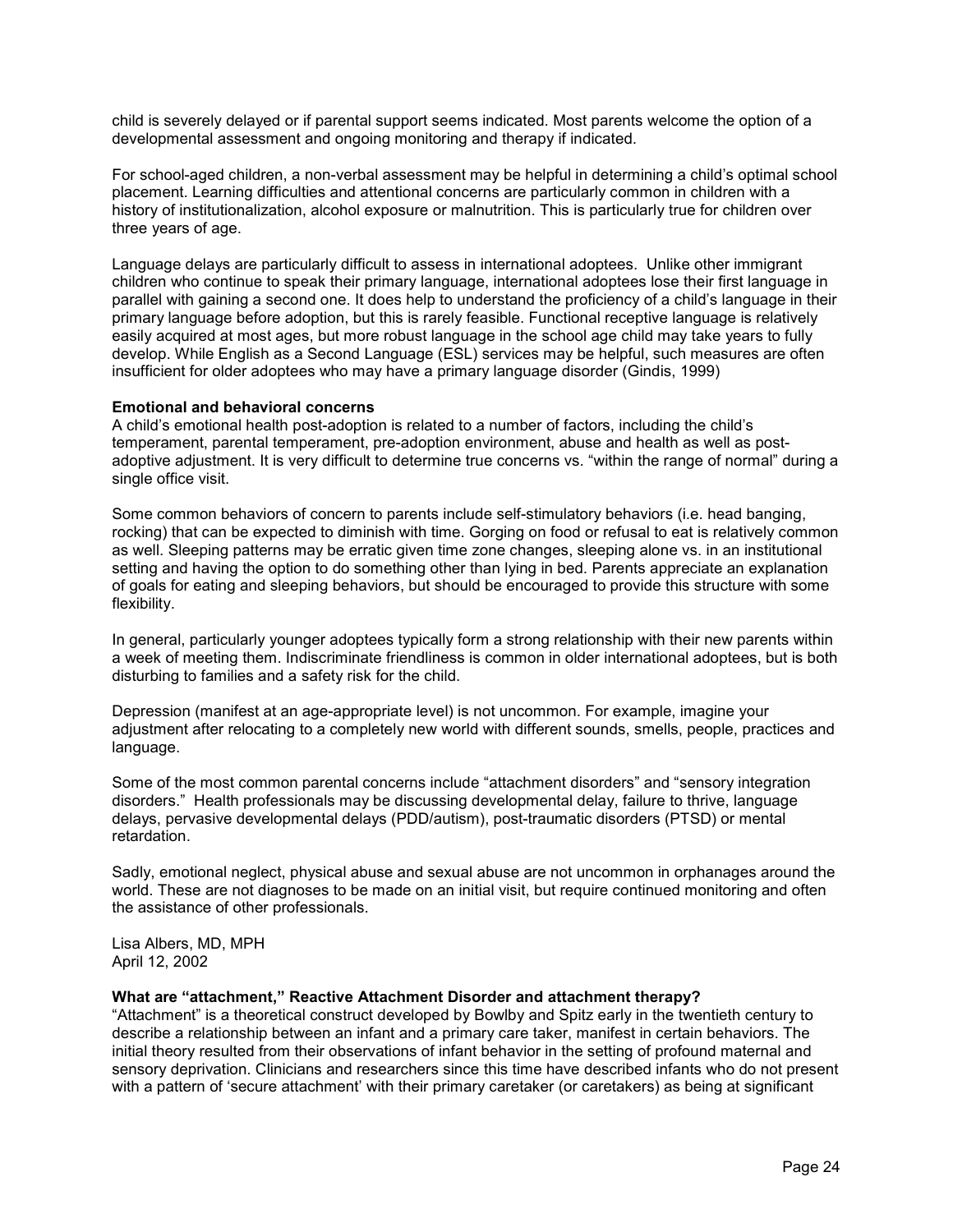child is severely delayed or if parental support seems indicated. Most parents welcome the option of a developmental assessment and ongoing monitoring and therapy if indicated.

For school-aged children, a non-verbal assessment may be helpful in determining a child's optimal school placement. Learning difficulties and attentional concerns are particularly common in children with a history of institutionalization, alcohol exposure or malnutrition. This is particularly true for children over three years of age.

Language delays are particularly difficult to assess in international adoptees. Unlike other immigrant children who continue to speak their primary language, international adoptees lose their first language in parallel with gaining a second one. It does help to understand the proficiency of a child's language in their primary language before adoption, but this is rarely feasible. Functional receptive language is relatively easily acquired at most ages, but more robust language in the school age child may take years to fully develop. While English as a Second Language (ESL) services may be helpful, such measures are often insufficient for older adoptees who may have a primary language disorder (Gindis, 1999)

**Emotional and behavioral concerns**
A child's emotional health post-adoption is related to a number of factors, including the child's temperament, parental temperament, pre-adoption environment, abuse and health as well as post-adoptive adjustment. It is very difficult to determine true concerns vs. "within the range of normal" during a single office visit.

Some common behaviors of concern to parents include self-stimulatory behaviors (i.e. head banging, rocking) that can be expected to diminish with time. Gorging on food or refusal to eat is relatively common as well. Sleeping patterns may be erratic given time zone changes, sleeping alone vs. in an institutional setting and having the option to do something other than lying in bed. Parents appreciate an explanation of goals for eating and sleeping behaviors, but should be encouraged to provide this structure with some flexibility.

In general, particularly younger adoptees typically form a strong relationship with their new parents within a week of meeting them. Indiscriminate friendliness is common in older international adoptees, but is both disturbing to families and a safety risk for the child.

Depression (manifest at an age-appropriate level) is not uncommon. For example, imagine your adjustment after relocating to a completely new world with different sounds, smells, people, practices and language.

Some of the most common parental concerns include "attachment disorders" and "sensory integration disorders." Health professionals may be discussing developmental delay, failure to thrive, language delays, pervasive developmental delays (PDD/autism), post-traumatic disorders (PTSD) or mental retardation.

Sadly, emotional neglect, physical abuse and sexual abuse are not uncommon in orphanages around the world. These are not diagnoses to be made on an initial visit, but require continued monitoring and often the assistance of other professionals.

Lisa Albers, MD, MPH
April 12, 2002

**What are "attachment," Reactive Attachment Disorder and attachment therapy?**
"Attachment" is a theoretical construct developed by Bowlby and Spitz early in the twentieth century to describe a relationship between an infant and a primary care taker, manifest in certain behaviors. The initial theory resulted from their observations of infant behavior in the setting of profound maternal and sensory deprivation. Clinicians and researchers since this time have described infants who do not present with a pattern of 'secure attachment' with their primary caretaker (or caretakers) as being at significant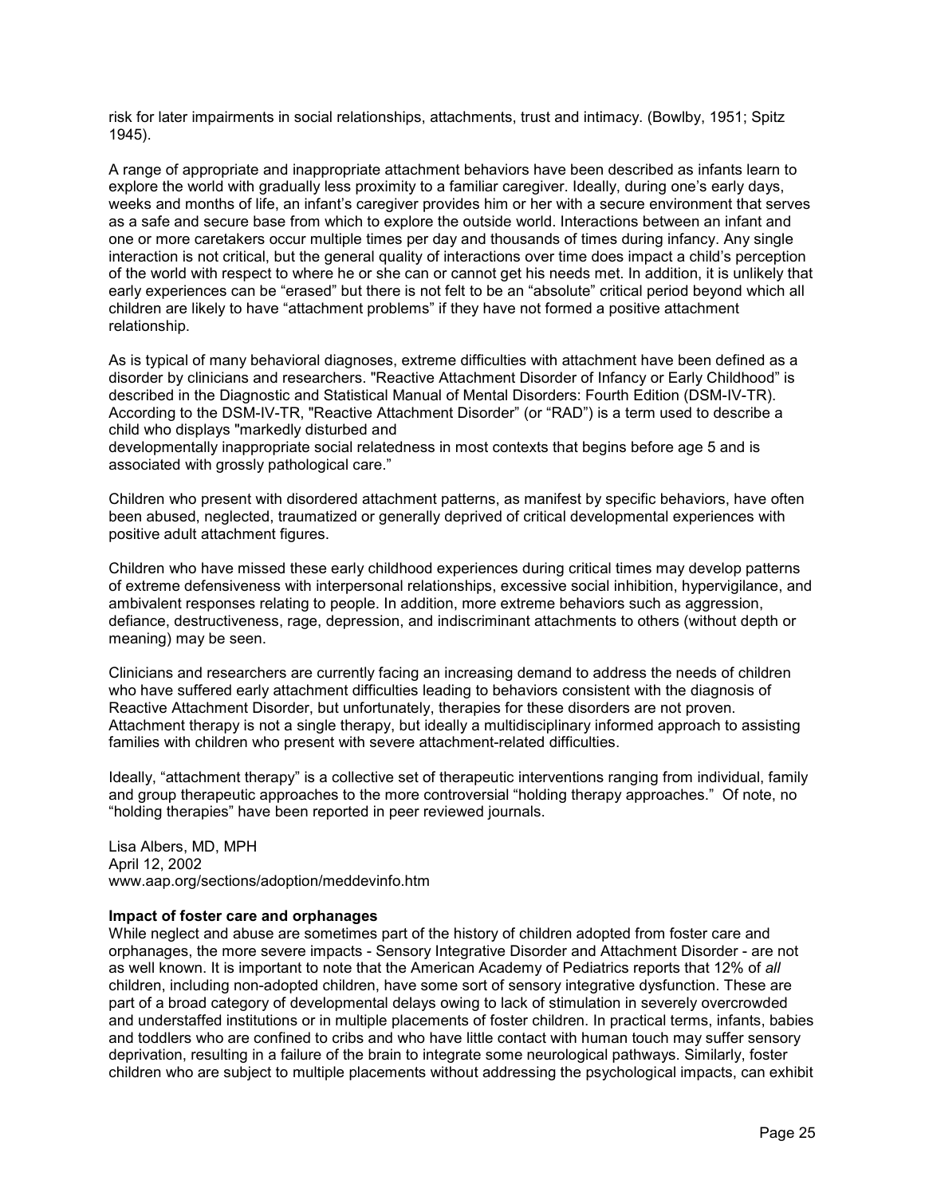risk for later impairments in social relationships, attachments, trust and intimacy. (Bowlby, 1951; Spitz 1945).

A range of appropriate and inappropriate attachment behaviors have been described as infants learn to explore the world with gradually less proximity to a familiar caregiver. Ideally, during one's early days, weeks and months of life, an infant's caregiver provides him or her with a secure environment that serves as a safe and secure base from which to explore the outside world. Interactions between an infant and one or more caretakers occur multiple times per day and thousands of times during infancy. Any single interaction is not critical, but the general quality of interactions over time does impact a child's perception of the world with respect to where he or she can or cannot get his needs met. In addition, it is unlikely that early experiences can be "erased" but there is not felt to be an "absolute" critical period beyond which all children are likely to have "attachment problems" if they have not formed a positive attachment relationship.

As is typical of many behavioral diagnoses, extreme difficulties with attachment have been defined as a disorder by clinicians and researchers. "Reactive Attachment Disorder of Infancy or Early Childhood" is described in the Diagnostic and Statistical Manual of Mental Disorders: Fourth Edition (DSM-IV-TR). According to the DSM-IV-TR, "Reactive Attachment Disorder" (or "RAD") is a term used to describe a child who displays "markedly disturbed and developmentally inappropriate social relatedness in most contexts that begins before age 5 and is associated with grossly pathological care."

Children who present with disordered attachment patterns, as manifest by specific behaviors, have often been abused, neglected, traumatized or generally deprived of critical developmental experiences with positive adult attachment figures.

Children who have missed these early childhood experiences during critical times may develop patterns of extreme defensiveness with interpersonal relationships, excessive social inhibition, hypervigilance, and ambivalent responses relating to people. In addition, more extreme behaviors such as aggression, defiance, destructiveness, rage, depression, and indiscriminant attachments to others (without depth or meaning) may be seen.

Clinicians and researchers are currently facing an increasing demand to address the needs of children who have suffered early attachment difficulties leading to behaviors consistent with the diagnosis of Reactive Attachment Disorder, but unfortunately, therapies for these disorders are not proven. Attachment therapy is not a single therapy, but ideally a multidisciplinary informed approach to assisting families with children who present with severe attachment-related difficulties.

Ideally, "attachment therapy" is a collective set of therapeutic interventions ranging from individual, family and group therapeutic approaches to the more controversial "holding therapy approaches." Of note, no "holding therapies" have been reported in peer reviewed journals.

Lisa Albers, MD, MPH
April 12, 2002
www.aap.org/sections/adoption/meddevinfo.htm

**Impact of foster care and orphanages**

While neglect and abuse are sometimes part of the history of children adopted from foster care and orphanages, the more severe impacts - Sensory Integrative Disorder and Attachment Disorder - are not as well known. It is important to note that the American Academy of Pediatrics reports that 12% of *all* children, including non-adopted children, have some sort of sensory integrative dysfunction. These are part of a broad category of developmental delays owing to lack of stimulation in severely overcrowded and understaffed institutions or in multiple placements of foster children. In practical terms, infants, babies and toddlers who are confined to cribs and who have little contact with human touch may suffer sensory deprivation, resulting in a failure of the brain to integrate some neurological pathways. Similarly, foster children who are subject to multiple placements without addressing the psychological impacts, can exhibit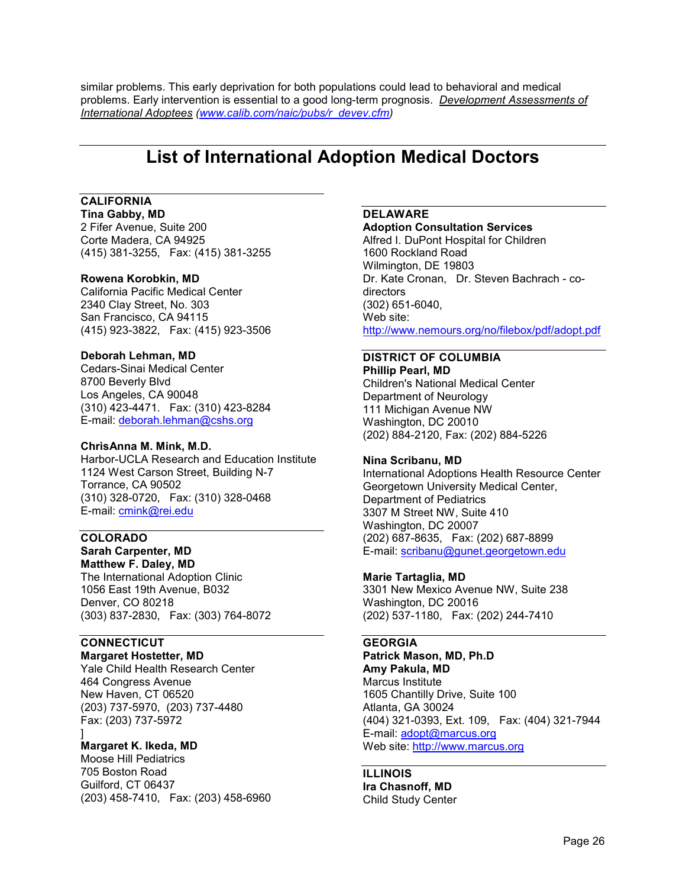similar problems. This early deprivation for both populations could lead to behavioral and medical problems. Early intervention is essential to a good long-term prognosis. *Development Assessments of International Adoptees (www.calib.com/naic/pubs/r_devev.cfm)*

# List of International Adoption Medical Doctors

## CALIFORNIA

**Tina Gabby, MD**
2 Fifer Avenue, Suite 200
Corte Madera, CA 94925
(415) 381-3255, Fax: (415) 381-3255

**Rowena Korobkin, MD**
California Pacific Medical Center
2340 Clay Street, No. 303
San Francisco, CA 94115
(415) 923-3822, Fax: (415) 923-3506

**Deborah Lehman, MD**
Cedars-Sinai Medical Center
8700 Beverly Blvd
Los Angeles, CA 90048
(310) 423-4471. Fax: (310) 423-8284
E-mail: deborah.lehman@cshs.org

**ChrisAnna M. Mink, M.D.**
Harbor-UCLA Research and Education Institute
1124 West Carson Street, Building N-7
Torrance, CA 90502
(310) 328-0720, Fax: (310) 328-0468
E-mail: cmink@rei.edu

## COLORADO

**Sarah Carpenter, MD**
**Matthew F. Daley, MD**
The International Adoption Clinic
1056 East 19th Avenue, B032
Denver, CO 80218
(303) 837-2830, Fax: (303) 764-8072

## CONNECTICUT

**Margaret Hostetter, MD**
Yale Child Health Research Center
464 Congress Avenue
New Haven, CT 06520
(203) 737-5970, (203) 737-4480
Fax: (203) 737-5972
]
**Margaret K. Ikeda, MD**
Moose Hill Pediatrics
705 Boston Road
Guilford, CT 06437
(203) 458-7410, Fax: (203) 458-6960

## DELAWARE

**Adoption Consultation Services**
Alfred I. DuPont Hospital for Children
1600 Rockland Road
Wilmington, DE 19803
Dr. Kate Cronan, Dr. Steven Bachrach - co-directors
(302) 651-6040,
Web site: http://www.nemours.org/no/filebox/pdf/adopt.pdf

## DISTRICT OF COLUMBIA

**Phillip Pearl, MD**
Children's National Medical Center
Department of Neurology
111 Michigan Avenue NW
Washington, DC 20010
(202) 884-2120, Fax: (202) 884-5226

**Nina Scribanu, MD**
International Adoptions Health Resource Center
Georgetown University Medical Center,
Department of Pediatrics
3307 M Street NW, Suite 410
Washington, DC 20007
(202) 687-8635, Fax: (202) 687-8899
E-mail: scribanu@gunet.georgetown.edu

**Marie Tartaglia, MD**
3301 New Mexico Avenue NW, Suite 238
Washington, DC 20016
(202) 537-1180, Fax: (202) 244-7410

## GEORGIA

**Patrick Mason, MD, Ph.D**
**Amy Pakula, MD**
Marcus Institute
1605 Chantilly Drive, Suite 100
Atlanta, GA 30024
(404) 321-0393, Ext. 109, Fax: (404) 321-7944
E-mail: adopt@marcus.org
Web site: http://www.marcus.org

## ILLINOIS

**Ira Chasnoff, MD**
Child Study Center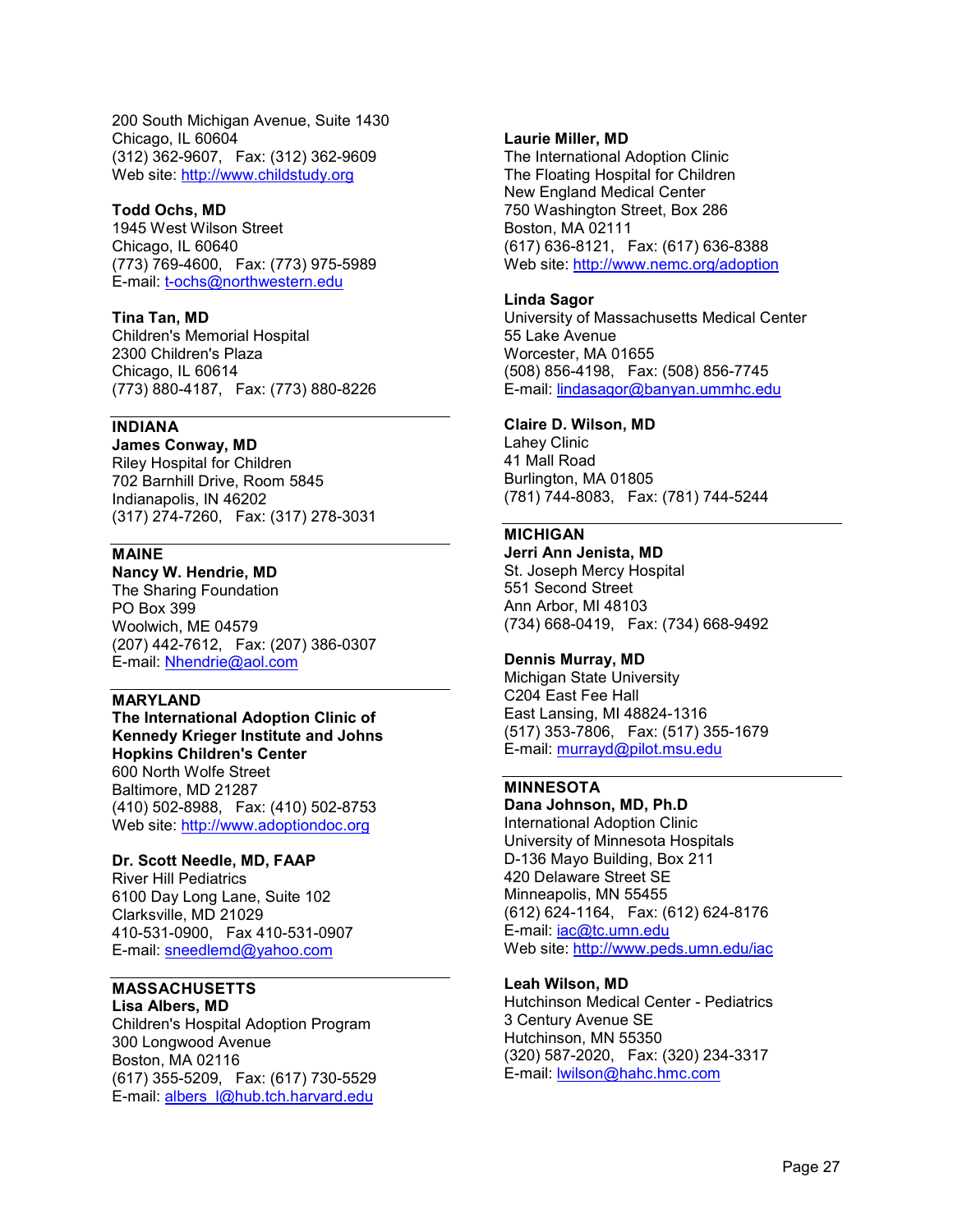200 South Michigan Avenue, Suite 1430
Chicago, IL 60604
(312) 362-9607, Fax: (312) 362-9609
Web site: http://www.childstudy.org

**Todd Ochs, MD**
1945 West Wilson Street
Chicago, IL 60640
(773) 769-4600, Fax: (773) 975-5989
E-mail: t-ochs@northwestern.edu

**Tina Tan, MD**
Children's Memorial Hospital
2300 Children's Plaza
Chicago, IL 60614
(773) 880-4187, Fax: (773) 880-8226

---

**INDIANA**

**James Conway, MD**
Riley Hospital for Children
702 Barnhill Drive, Room 5845
Indianapolis, IN 46202
(317) 274-7260, Fax: (317) 278-3031

---

**MAINE**

**Nancy W. Hendrie, MD**
The Sharing Foundation
PO Box 399
Woolwich, ME 04579
(207) 442-7612, Fax: (207) 386-0307
E-mail: Nhendrie@aol.com

---

**MARYLAND**

**The International Adoption Clinic of Kennedy Krieger Institute and Johns Hopkins Children's Center**
600 North Wolfe Street
Baltimore, MD 21287
(410) 502-8988, Fax: (410) 502-8753
Web site: http://www.adoptiondoc.org

**Dr. Scott Needle, MD, FAAP**
River Hill Pediatrics
6100 Day Long Lane, Suite 102
Clarksville, MD 21029
410-531-0900, Fax 410-531-0907
E-mail: sneedlemd@yahoo.com

---

**MASSACHUSETTS**

**Lisa Albers, MD**
Children's Hospital Adoption Program
300 Longwood Avenue
Boston, MA 02116
(617) 355-5209, Fax: (617) 730-5529
E-mail: albers_l@hub.tch.harvard.edu

**Laurie Miller, MD**
The International Adoption Clinic
The Floating Hospital for Children
New England Medical Center
750 Washington Street, Box 286
Boston, MA 02111
(617) 636-8121, Fax: (617) 636-8388
Web site: http://www.nemc.org/adoption

**Linda Sagor**
University of Massachusetts Medical Center
55 Lake Avenue
Worcester, MA 01655
(508) 856-4198, Fax: (508) 856-7745
E-mail: lindasagor@banyan.ummhc.edu

**Claire D. Wilson, MD**
Lahey Clinic
41 Mall Road
Burlington, MA 01805
(781) 744-8083, Fax: (781) 744-5244

---

**MICHIGAN**

**Jerri Ann Jenista, MD**
St. Joseph Mercy Hospital
551 Second Street
Ann Arbor, MI 48103
(734) 668-0419, Fax: (734) 668-9492

**Dennis Murray, MD**
Michigan State University
C204 East Fee Hall
East Lansing, MI 48824-1316
(517) 353-7806, Fax: (517) 355-1679
E-mail: murrayd@pilot.msu.edu

---

**MINNESOTA**

**Dana Johnson, MD, Ph.D**
International Adoption Clinic
University of Minnesota Hospitals
D-136 Mayo Building, Box 211
420 Delaware Street SE
Minneapolis, MN 55455
(612) 624-1164, Fax: (612) 624-8176
E-mail: iac@tc.umn.edu
Web site: http://www.peds.umn.edu/iac

**Leah Wilson, MD**
Hutchinson Medical Center - Pediatrics
3 Century Avenue SE
Hutchinson, MN 55350
(320) 587-2020, Fax: (320) 234-3317
E-mail: lwilson@hahc.hmc.com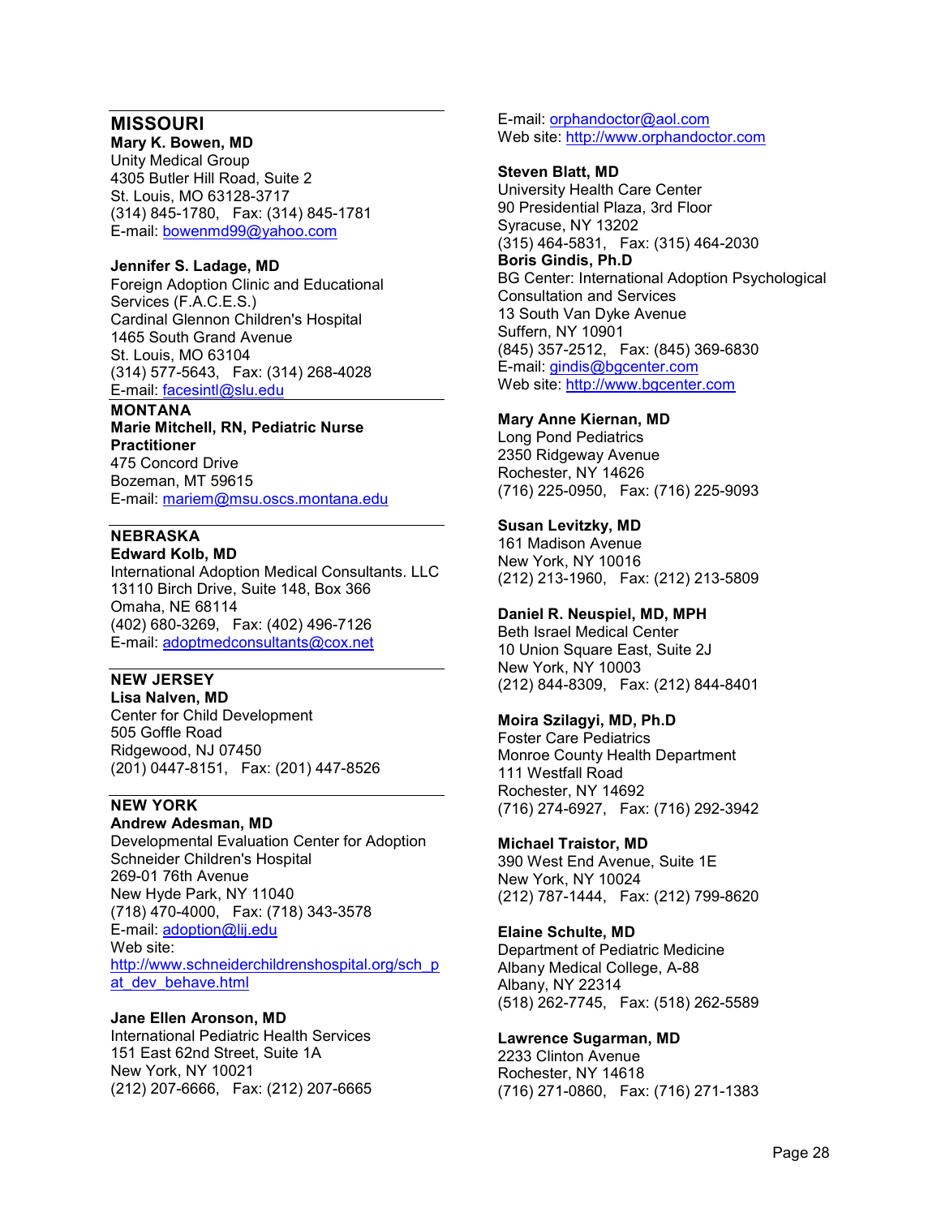## MISSOURI

**Mary K. Bowen, MD**
Unity Medical Group
4305 Butler Hill Road, Suite 2
St. Louis, MO 63128-3717
(314) 845-1780, Fax: (314) 845-1781
E-mail: bowenmd99@yahoo.com

**Jennifer S. Ladage, MD**
Foreign Adoption Clinic and Educational Services (F.A.C.E.S.)
Cardinal Glennon Children's Hospital
1465 South Grand Avenue
St. Louis, MO 63104
(314) 577-5643, Fax: (314) 268-4028
E-mail: facesintl@slu.edu

## MONTANA

**Marie Mitchell, RN, Pediatric Nurse Practitioner**
475 Concord Drive
Bozeman, MT 59615
E-mail: mariem@msu.oscs.montana.edu

## NEBRASKA

**Edward Kolb, MD**
International Adoption Medical Consultants. LLC
13110 Birch Drive, Suite 148, Box 366
Omaha, NE 68114
(402) 680-3269, Fax: (402) 496-7126
E-mail: adoptmedconsultants@cox.net

## NEW JERSEY

**Lisa Nalven, MD**
Center for Child Development
505 Goffle Road
Ridgewood, NJ 07450
(201) 0447-8151, Fax: (201) 447-8526

## NEW YORK

**Andrew Adesman, MD**
Developmental Evaluation Center for Adoption
Schneider Children's Hospital
269-01 76th Avenue
New Hyde Park, NY 11040
(718) 470-4000, Fax: (718) 343-3578
E-mail: adoption@lij.edu
Web site: http://www.schneiderchildrenshospital.org/sch_pat_dev_behave.html

**Jane Ellen Aronson, MD**
International Pediatric Health Services
151 East 62nd Street, Suite 1A
New York, NY 10021
(212) 207-6666, Fax: (212) 207-6665
E-mail: orphandoctor@aol.com
Web site: http://www.orphandoctor.com

**Steven Blatt, MD**
University Health Care Center
90 Presidential Plaza, 3rd Floor
Syracuse, NY 13202
(315) 464-5831, Fax: (315) 464-2030

**Boris Gindis, Ph.D**
BG Center: International Adoption Psychological Consultation and Services
13 South Van Dyke Avenue
Suffern, NY 10901
(845) 357-2512, Fax: (845) 369-6830
E-mail: gindis@bgcenter.com
Web site: http://www.bgcenter.com

**Mary Anne Kiernan, MD**
Long Pond Pediatrics
2350 Ridgeway Avenue
Rochester, NY 14626
(716) 225-0950, Fax: (716) 225-9093

**Susan Levitzky, MD**
161 Madison Avenue
New York, NY 10016
(212) 213-1960, Fax: (212) 213-5809

**Daniel R. Neuspiel, MD, MPH**
Beth Israel Medical Center
10 Union Square East, Suite 2J
New York, NY 10003
(212) 844-8309, Fax: (212) 844-8401

**Moira Szilagyi, MD, Ph.D**
Foster Care Pediatrics
Monroe County Health Department
111 Westfall Road
Rochester, NY 14692
(716) 274-6927, Fax: (716) 292-3942

**Michael Traistor, MD**
390 West End Avenue, Suite 1E
New York, NY 10024
(212) 787-1444, Fax: (212) 799-8620

**Elaine Schulte, MD**
Department of Pediatric Medicine
Albany Medical College, A-88
Albany, NY 22314
(518) 262-7745, Fax: (518) 262-5589

**Lawrence Sugarman, MD**
2233 Clinton Avenue
Rochester, NY 14618
(716) 271-0860, Fax: (716) 271-1383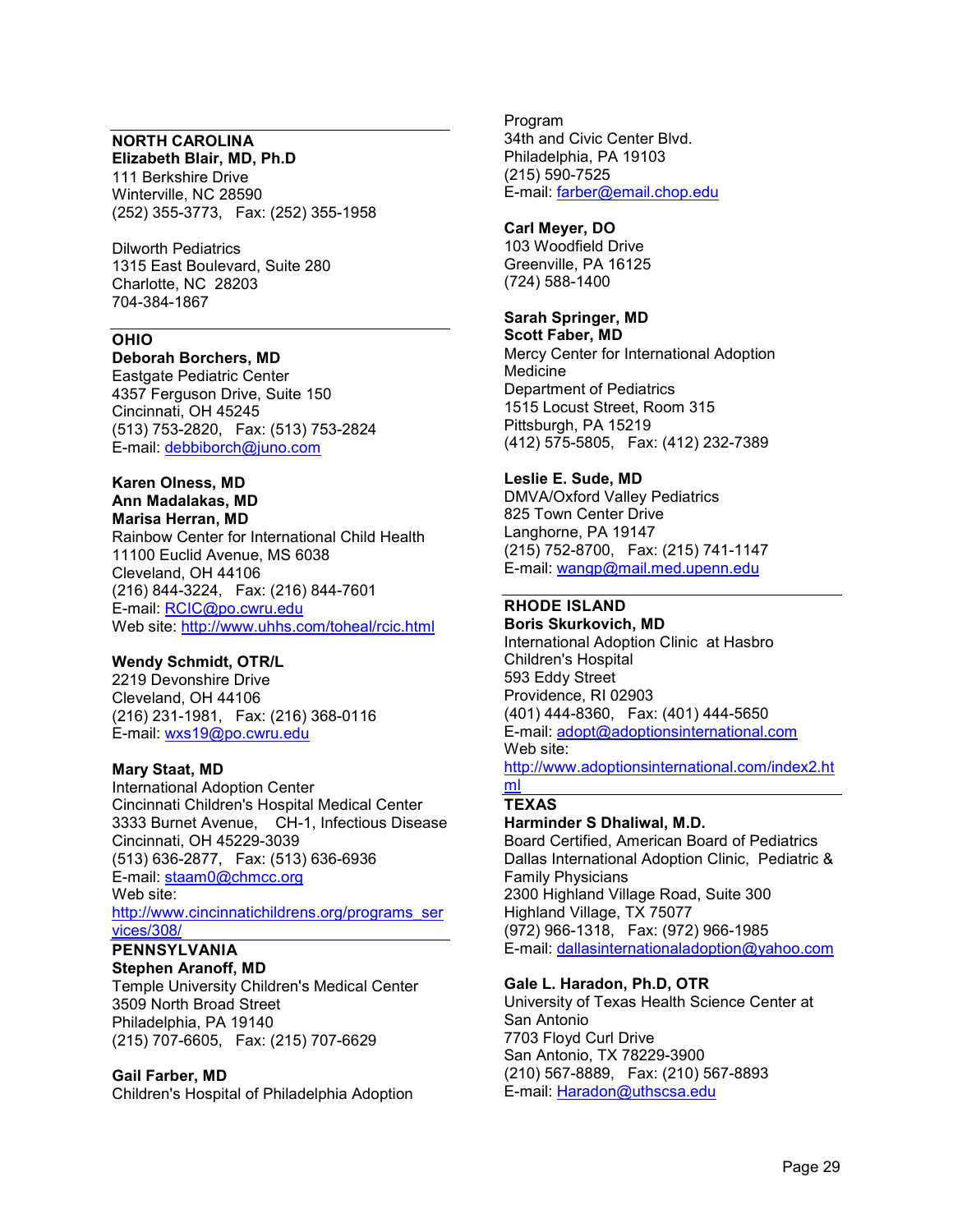## NORTH CAROLINA

**Elizabeth Blair, MD, Ph.D**
111 Berkshire Drive
Winterville, NC 28590
(252) 355-3773, Fax: (252) 355-1958

Dilworth Pediatrics
1315 East Boulevard, Suite 280
Charlotte, NC 28203
704-384-1867

## OHIO

**Deborah Borchers, MD**
Eastgate Pediatric Center
4357 Ferguson Drive, Suite 150
Cincinnati, OH 45245
(513) 753-2820, Fax: (513) 753-2824
E-mail: debbiborch@juno.com

**Karen Olness, MD**
**Ann Madalakas, MD**
**Marisa Herran, MD**
Rainbow Center for International Child Health
11100 Euclid Avenue, MS 6038
Cleveland, OH 44106
(216) 844-3224, Fax: (216) 844-7601
E-mail: RCIC@po.cwru.edu
Web site: http://www.uhhs.com/toheal/rcic.html

**Wendy Schmidt, OTR/L**
2219 Devonshire Drive
Cleveland, OH 44106
(216) 231-1981, Fax: (216) 368-0116
E-mail: wxs19@po.cwru.edu

**Mary Staat, MD**
International Adoption Center
Cincinnati Children's Hospital Medical Center
3333 Burnet Avenue, CH-1, Infectious Disease
Cincinnati, OH 45229-3039
(513) 636-2877, Fax: (513) 636-6936
E-mail: staam0@chmcc.org
Web site:
http://www.cincinnatichildrens.org/programs_services/308/

## PENNSYLVANIA

**Stephen Aranoff, MD**
Temple University Children's Medical Center
3509 North Broad Street
Philadelphia, PA 19140
(215) 707-6605, Fax: (215) 707-6629

**Gail Farber, MD**
Children's Hospital of Philadelphia Adoption Program
34th and Civic Center Blvd.
Philadelphia, PA 19103
(215) 590-7525
E-mail: farber@email.chop.edu

**Carl Meyer, DO**
103 Woodfield Drive
Greenville, PA 16125
(724) 588-1400

**Sarah Springer, MD**
**Scott Faber, MD**
Mercy Center for International Adoption Medicine
Department of Pediatrics
1515 Locust Street, Room 315
Pittsburgh, PA 15219
(412) 575-5805, Fax: (412) 232-7389

**Leslie E. Sude, MD**
DMVA/Oxford Valley Pediatrics
825 Town Center Drive
Langhorne, PA 19147
(215) 752-8700, Fax: (215) 741-1147
E-mail: wangp@mail.med.upenn.edu

## RHODE ISLAND

**Boris Skurkovich, MD**
International Adoption Clinic at Hasbro Children's Hospital
593 Eddy Street
Providence, RI 02903
(401) 444-8360, Fax: (401) 444-5650
E-mail: adopt@adoptionsinternational.com
Web site:
http://www.adoptionsinternational.com/index2.html

## TEXAS

**Harminder S Dhaliwal, M.D.**
Board Certified, American Board of Pediatrics
Dallas International Adoption Clinic, Pediatric & Family Physicians
2300 Highland Village Road, Suite 300
Highland Village, TX 75077
(972) 966-1318, Fax: (972) 966-1985
E-mail: dallasinternationaladoption@yahoo.com

**Gale L. Haradon, Ph.D, OTR**
University of Texas Health Science Center at San Antonio
7703 Floyd Curl Drive
San Antonio, TX 78229-3900
(210) 567-8889, Fax: (210) 567-8893
E-mail: Haradon@uthscsa.edu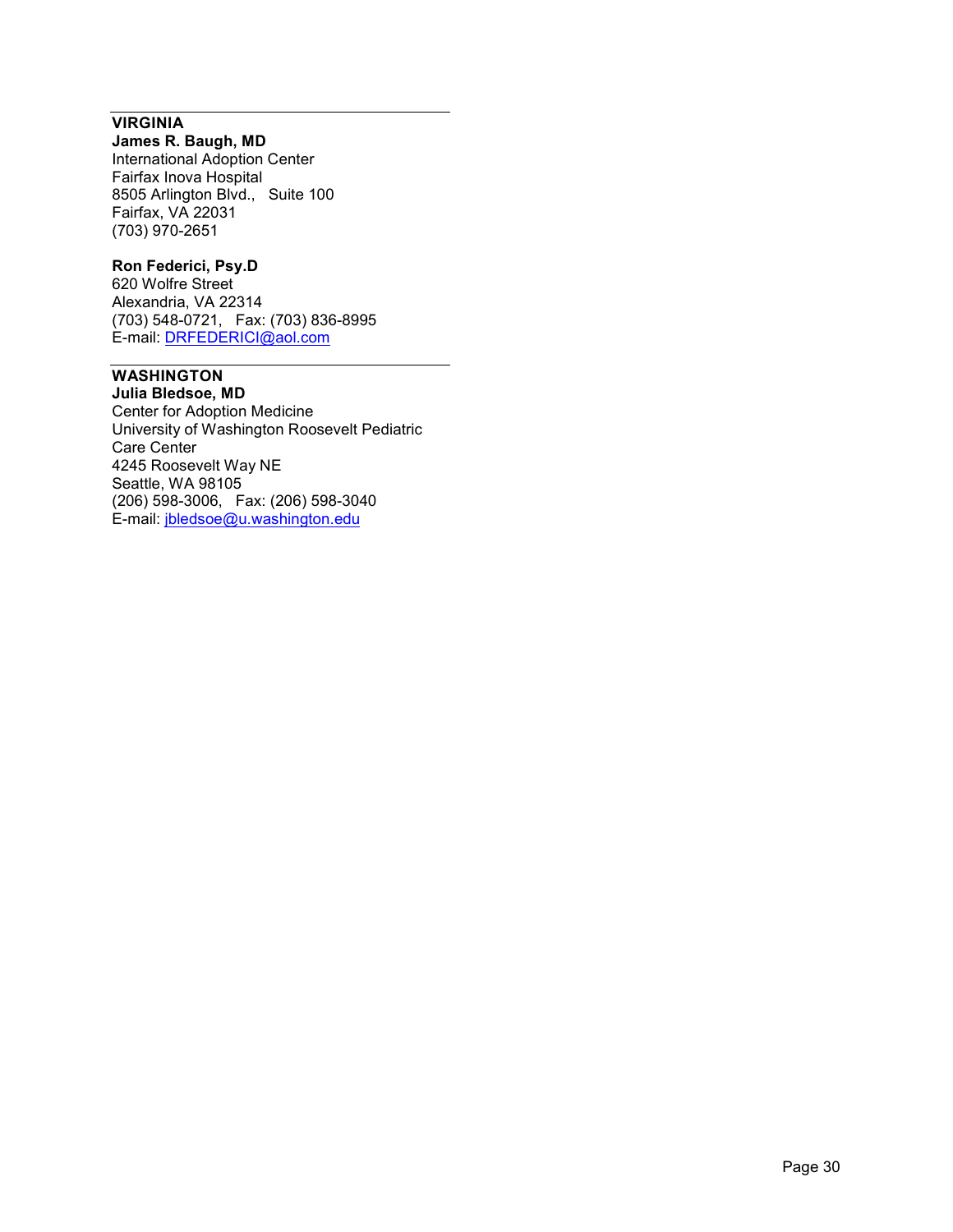## VIRGINIA

**James R. Baugh, MD**
International Adoption Center
Fairfax Inova Hospital
8505 Arlington Blvd., Suite 100
Fairfax, VA 22031
(703) 970-2651

**Ron Federici, Psy.D**
620 Wolfre Street
Alexandria, VA 22314
(703) 548-0721, Fax: (703) 836-8995
E-mail: DRFEDERICI@aol.com

## WASHINGTON

**Julia Bledsoe, MD**
Center for Adoption Medicine
University of Washington Roosevelt Pediatric Care Center
4245 Roosevelt Way NE
Seattle, WA 98105
(206) 598-3006, Fax: (206) 598-3040
E-mail: jbledsoe@u.washington.edu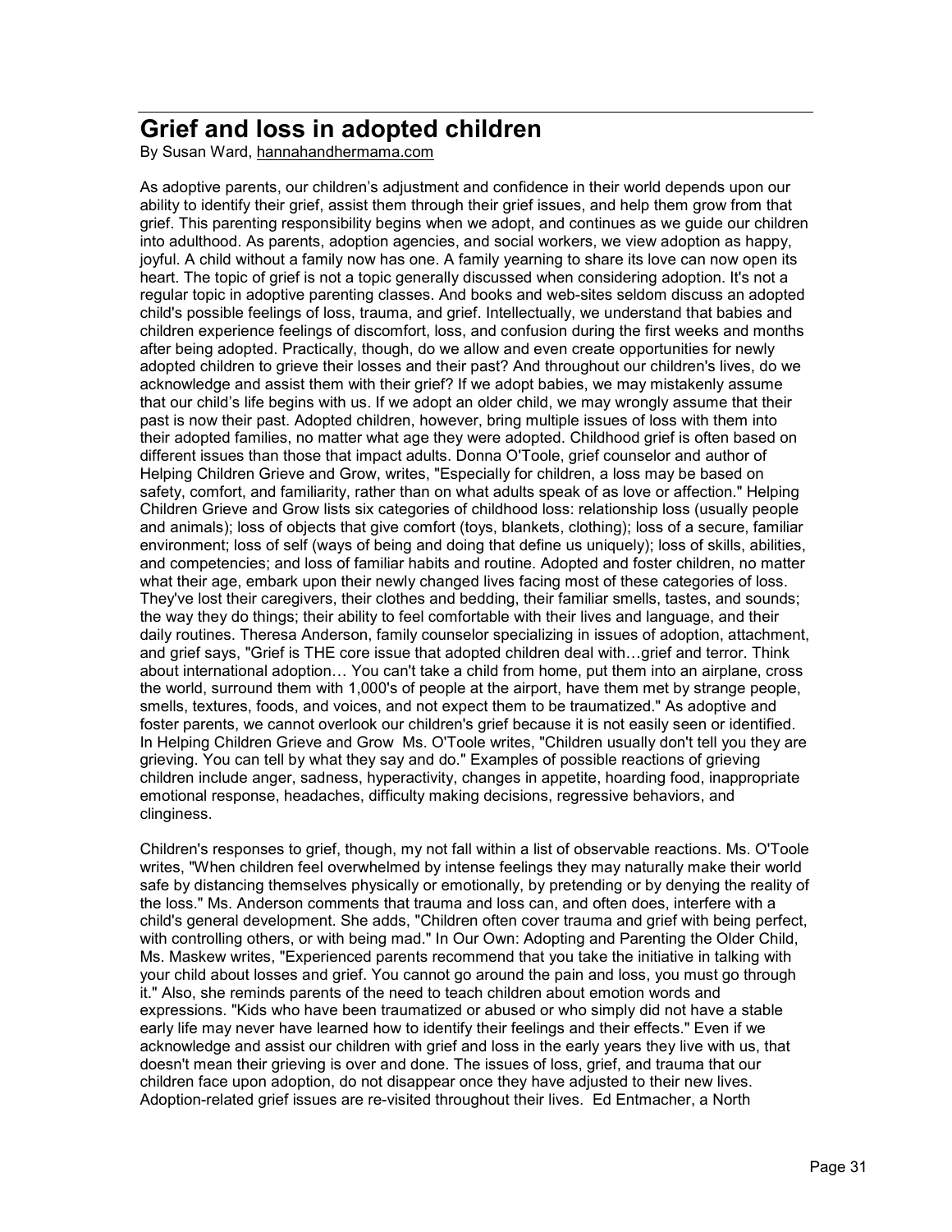# Grief and loss in adopted children

By Susan Ward, hannahandhermama.com

As adoptive parents, our children's adjustment and confidence in their world depends upon our ability to identify their grief, assist them through their grief issues, and help them grow from that grief. This parenting responsibility begins when we adopt, and continues as we guide our children into adulthood. As parents, adoption agencies, and social workers, we view adoption as happy, joyful. A child without a family now has one. A family yearning to share its love can now open its heart. The topic of grief is not a topic generally discussed when considering adoption. It's not a regular topic in adoptive parenting classes. And books and web-sites seldom discuss an adopted child's possible feelings of loss, trauma, and grief. Intellectually, we understand that babies and children experience feelings of discomfort, loss, and confusion during the first weeks and months after being adopted. Practically, though, do we allow and even create opportunities for newly adopted children to grieve their losses and their past? And throughout our children's lives, do we acknowledge and assist them with their grief? If we adopt babies, we may mistakenly assume that our child's life begins with us. If we adopt an older child, we may wrongly assume that their past is now their past. Adopted children, however, bring multiple issues of loss with them into their adopted families, no matter what age they were adopted. Childhood grief is often based on different issues than those that impact adults. Donna O'Toole, grief counselor and author of Helping Children Grieve and Grow, writes, "Especially for children, a loss may be based on safety, comfort, and familiarity, rather than on what adults speak of as love or affection." Helping Children Grieve and Grow lists six categories of childhood loss: relationship loss (usually people and animals); loss of objects that give comfort (toys, blankets, clothing); loss of a secure, familiar environment; loss of self (ways of being and doing that define us uniquely); loss of skills, abilities, and competencies; and loss of familiar habits and routine. Adopted and foster children, no matter what their age, embark upon their newly changed lives facing most of these categories of loss. They've lost their caregivers, their clothes and bedding, their familiar smells, tastes, and sounds; the way they do things; their ability to feel comfortable with their lives and language, and their daily routines. Theresa Anderson, family counselor specializing in issues of adoption, attachment, and grief says, "Grief is THE core issue that adopted children deal with…grief and terror. Think about international adoption… You can't take a child from home, put them into an airplane, cross the world, surround them with 1,000's of people at the airport, have them met by strange people, smells, textures, foods, and voices, and not expect them to be traumatized." As adoptive and foster parents, we cannot overlook our children's grief because it is not easily seen or identified. In Helping Children Grieve and Grow Ms. O'Toole writes, "Children usually don't tell you they are grieving. You can tell by what they say and do." Examples of possible reactions of grieving children include anger, sadness, hyperactivity, changes in appetite, hoarding food, inappropriate emotional response, headaches, difficulty making decisions, regressive behaviors, and clinginess.

Children's responses to grief, though, my not fall within a list of observable reactions. Ms. O'Toole writes, "When children feel overwhelmed by intense feelings they may naturally make their world safe by distancing themselves physically or emotionally, by pretending or by denying the reality of the loss." Ms. Anderson comments that trauma and loss can, and often does, interfere with a child's general development. She adds, "Children often cover trauma and grief with being perfect, with controlling others, or with being mad." In Our Own: Adopting and Parenting the Older Child, Ms. Maskew writes, "Experienced parents recommend that you take the initiative in talking with your child about losses and grief. You cannot go around the pain and loss, you must go through it." Also, she reminds parents of the need to teach children about emotion words and expressions. "Kids who have been traumatized or abused or who simply did not have a stable early life may never have learned how to identify their feelings and their effects." Even if we acknowledge and assist our children with grief and loss in the early years they live with us, that doesn't mean their grieving is over and done. The issues of loss, grief, and trauma that our children face upon adoption, do not disappear once they have adjusted to their new lives. Adoption-related grief issues are re-visited throughout their lives. Ed Entmacher, a North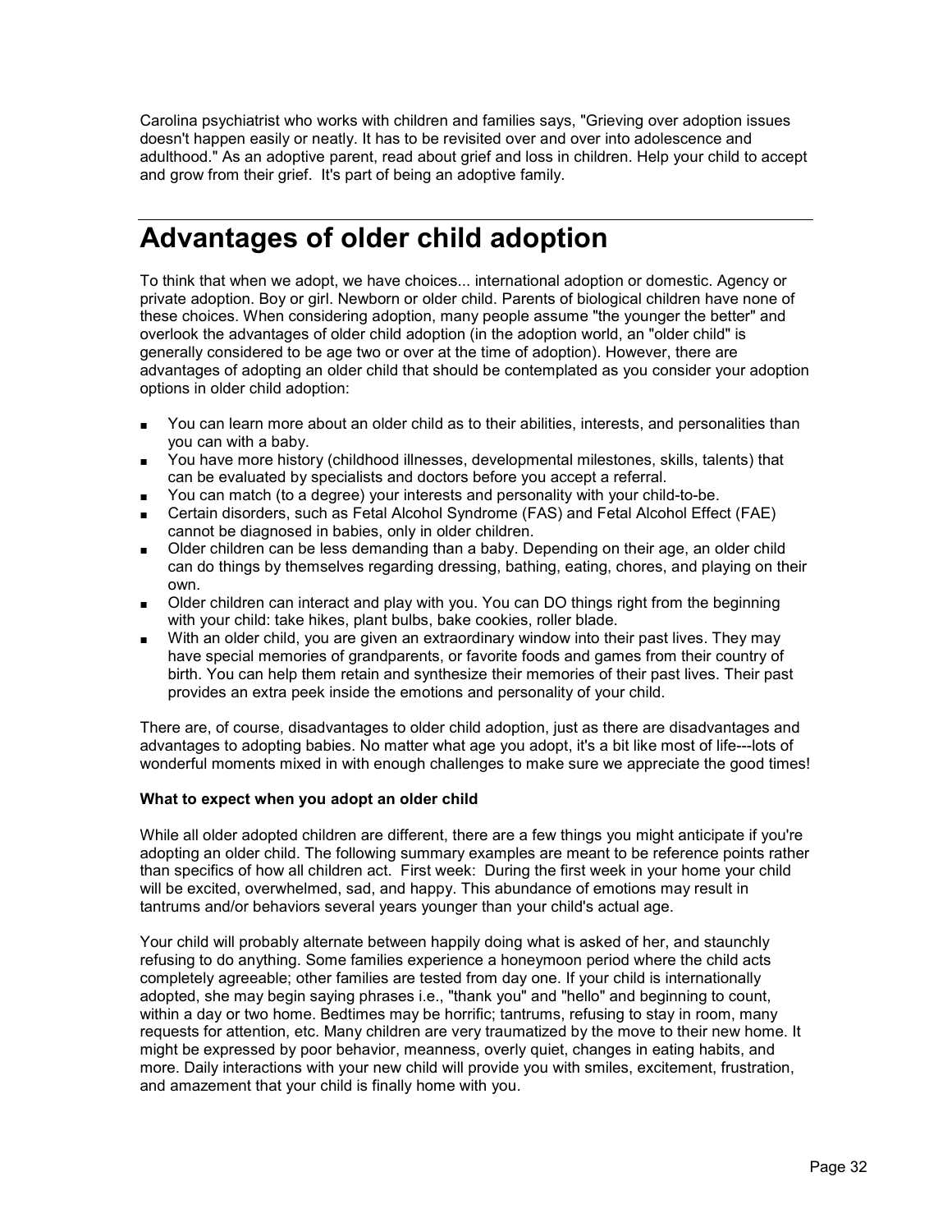Carolina psychiatrist who works with children and families says, "Grieving over adoption issues doesn't happen easily or neatly. It has to be revisited over and over into adolescence and adulthood." As an adoptive parent, read about grief and loss in children. Help your child to accept and grow from their grief. It's part of being an adoptive family.

# Advantages of older child adoption

To think that when we adopt, we have choices... international adoption or domestic. Agency or private adoption. Boy or girl. Newborn or older child. Parents of biological children have none of these choices. When considering adoption, many people assume "the younger the better" and overlook the advantages of older child adoption (in the adoption world, an "older child" is generally considered to be age two or over at the time of adoption). However, there are advantages of adopting an older child that should be contemplated as you consider your adoption options in older child adoption:

- You can learn more about an older child as to their abilities, interests, and personalities than you can with a baby.
- You have more history (childhood illnesses, developmental milestones, skills, talents) that can be evaluated by specialists and doctors before you accept a referral.
- You can match (to a degree) your interests and personality with your child-to-be.
- Certain disorders, such as Fetal Alcohol Syndrome (FAS) and Fetal Alcohol Effect (FAE) cannot be diagnosed in babies, only in older children.
- Older children can be less demanding than a baby. Depending on their age, an older child can do things by themselves regarding dressing, bathing, eating, chores, and playing on their own.
- Older children can interact and play with you. You can DO things right from the beginning with your child: take hikes, plant bulbs, bake cookies, roller blade.
- With an older child, you are given an extraordinary window into their past lives. They may have special memories of grandparents, or favorite foods and games from their country of birth. You can help them retain and synthesize their memories of their past lives. Their past provides an extra peek inside the emotions and personality of your child.

There are, of course, disadvantages to older child adoption, just as there are disadvantages and advantages to adopting babies. No matter what age you adopt, it's a bit like most of life---lots of wonderful moments mixed in with enough challenges to make sure we appreciate the good times!

**What to expect when you adopt an older child**

While all older adopted children are different, there are a few things you might anticipate if you're adopting an older child. The following summary examples are meant to be reference points rather than specifics of how all children act. First week: During the first week in your home your child will be excited, overwhelmed, sad, and happy. This abundance of emotions may result in tantrums and/or behaviors several years younger than your child's actual age.

Your child will probably alternate between happily doing what is asked of her, and staunchly refusing to do anything. Some families experience a honeymoon period where the child acts completely agreeable; other families are tested from day one. If your child is internationally adopted, she may begin saying phrases i.e., "thank you" and "hello" and beginning to count, within a day or two home. Bedtimes may be horrific; tantrums, refusing to stay in room, many requests for attention, etc. Many children are very traumatized by the move to their new home. It might be expressed by poor behavior, meanness, overly quiet, changes in eating habits, and more. Daily interactions with your new child will provide you with smiles, excitement, frustration, and amazement that your child is finally home with you.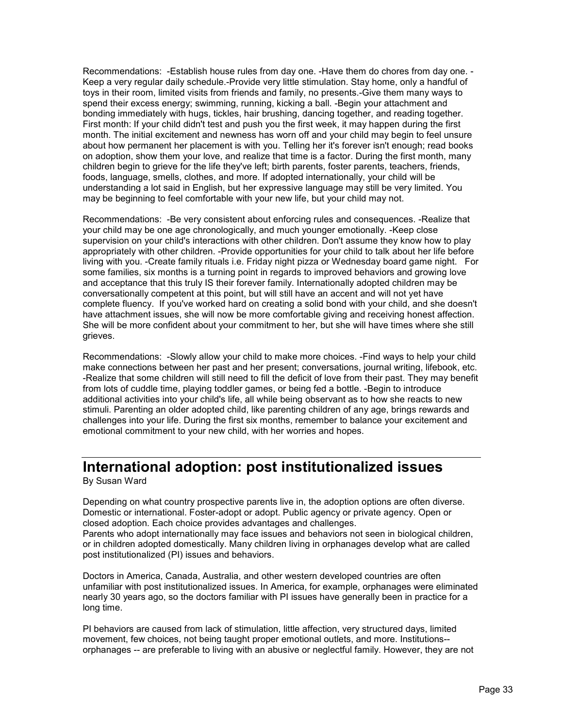Recommendations: -Establish house rules from day one. -Have them do chores from day one. -Keep a very regular daily schedule.-Provide very little stimulation. Stay home, only a handful of toys in their room, limited visits from friends and family, no presents.-Give them many ways to spend their excess energy; swimming, running, kicking a ball. -Begin your attachment and bonding immediately with hugs, tickles, hair brushing, dancing together, and reading together. First month: If your child didn't test and push you the first week, it may happen during the first month. The initial excitement and newness has worn off and your child may begin to feel unsure about how permanent her placement is with you. Telling her it's forever isn't enough; read books on adoption, show them your love, and realize that time is a factor. During the first month, many children begin to grieve for the life they've left; birth parents, foster parents, teachers, friends, foods, language, smells, clothes, and more. If adopted internationally, your child will be understanding a lot said in English, but her expressive language may still be very limited. You may be beginning to feel comfortable with your new life, but your child may not.

Recommendations: -Be very consistent about enforcing rules and consequences. -Realize that your child may be one age chronologically, and much younger emotionally. -Keep close supervision on your child's interactions with other children. Don't assume they know how to play appropriately with other children. -Provide opportunities for your child to talk about her life before living with you. -Create family rituals i.e. Friday night pizza or Wednesday board game night. For some families, six months is a turning point in regards to improved behaviors and growing love and acceptance that this truly IS their forever family. Internationally adopted children may be conversationally competent at this point, but will still have an accent and will not yet have complete fluency. If you've worked hard on creating a solid bond with your child, and she doesn't have attachment issues, she will now be more comfortable giving and receiving honest affection. She will be more confident about your commitment to her, but she will have times where she still grieves.

Recommendations: -Slowly allow your child to make more choices. -Find ways to help your child make connections between her past and her present; conversations, journal writing, lifebook, etc. -Realize that some children will still need to fill the deficit of love from their past. They may benefit from lots of cuddle time, playing toddler games, or being fed a bottle. -Begin to introduce additional activities into your child's life, all while being observant as to how she reacts to new stimuli. Parenting an older adopted child, like parenting children of any age, brings rewards and challenges into your life. During the first six months, remember to balance your excitement and emotional commitment to your new child, with her worries and hopes.

## International adoption: post institutionalized issues

By Susan Ward

Depending on what country prospective parents live in, the adoption options are often diverse. Domestic or international. Foster-adopt or adopt. Public agency or private agency. Open or closed adoption. Each choice provides advantages and challenges.
Parents who adopt internationally may face issues and behaviors not seen in biological children, or in children adopted domestically. Many children living in orphanages develop what are called post institutionalized (PI) issues and behaviors.

Doctors in America, Canada, Australia, and other western developed countries are often unfamiliar with post institutionalized issues. In America, for example, orphanages were eliminated nearly 30 years ago, so the doctors familiar with PI issues have generally been in practice for a long time.

PI behaviors are caused from lack of stimulation, little affection, very structured days, limited movement, few choices, not being taught proper emotional outlets, and more. Institutions-- orphanages -- are preferable to living with an abusive or neglectful family. However, they are not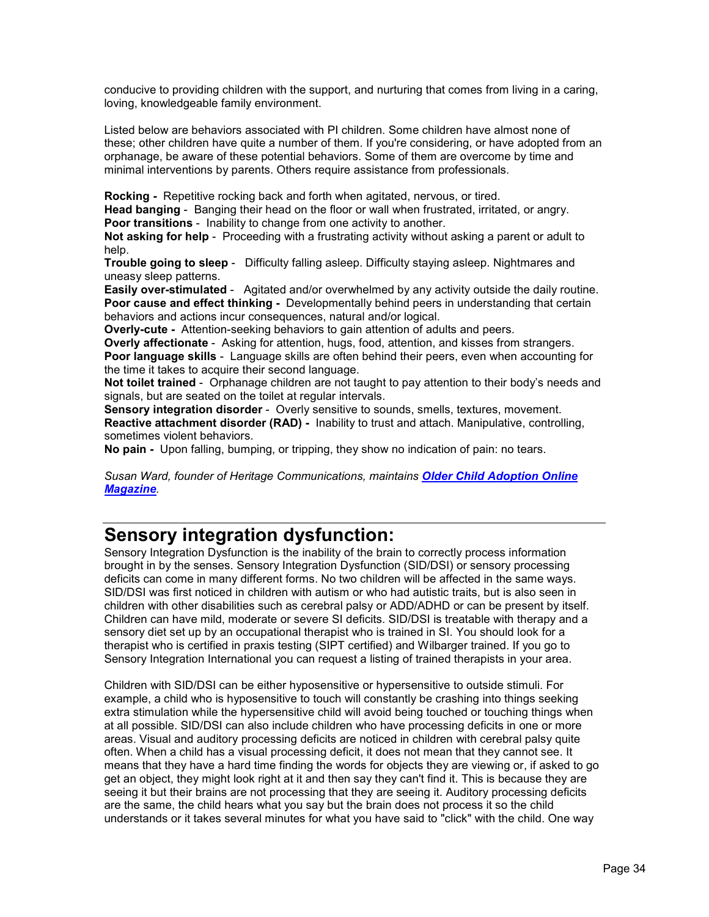conducive to providing children with the support, and nurturing that comes from living in a caring, loving, knowledgeable family environment.

Listed below are behaviors associated with PI children. Some children have almost none of these; other children have quite a number of them. If you're considering, or have adopted from an orphanage, be aware of these potential behaviors. Some of them are overcome by time and minimal interventions by parents. Others require assistance from professionals.

**Rocking -** Repetitive rocking back and forth when agitated, nervous, or tired.
**Head banging** - Banging their head on the floor or wall when frustrated, irritated, or angry.
**Poor transitions** - Inability to change from one activity to another.
**Not asking for help** - Proceeding with a frustrating activity without asking a parent or adult to help.
**Trouble going to sleep** - Difficulty falling asleep. Difficulty staying asleep. Nightmares and uneasy sleep patterns.
**Easily over-stimulated** - Agitated and/or overwhelmed by any activity outside the daily routine.
**Poor cause and effect thinking -** Developmentally behind peers in understanding that certain behaviors and actions incur consequences, natural and/or logical.
**Overly-cute -** Attention-seeking behaviors to gain attention of adults and peers.
**Overly affectionate** - Asking for attention, hugs, food, attention, and kisses from strangers.
**Poor language skills** - Language skills are often behind their peers, even when accounting for the time it takes to acquire their second language.
**Not toilet trained** - Orphanage children are not taught to pay attention to their body's needs and signals, but are seated on the toilet at regular intervals.
**Sensory integration disorder** - Overly sensitive to sounds, smells, textures, movement.
**Reactive attachment disorder (RAD) -** Inability to trust and attach. Manipulative, controlling, sometimes violent behaviors.
**No pain -** Upon falling, bumping, or tripping, they show no indication of pain: no tears.

*Susan Ward, founder of Heritage Communications, maintains **Older Child Adoption Online Magazine**.*

## Sensory integration dysfunction:

Sensory Integration Dysfunction is the inability of the brain to correctly process information brought in by the senses. Sensory Integration Dysfunction (SID/DSI) or sensory processing deficits can come in many different forms. No two children will be affected in the same ways. SID/DSI was first noticed in children with autism or who had autistic traits, but is also seen in children with other disabilities such as cerebral palsy or ADD/ADHD or can be present by itself. Children can have mild, moderate or severe SI deficits. SID/DSI is treatable with therapy and a sensory diet set up by an occupational therapist who is trained in SI. You should look for a therapist who is certified in praxis testing (SIPT certified) and Wilbarger trained. If you go to Sensory Integration International you can request a listing of trained therapists in your area.

Children with SID/DSI can be either hyposensitive or hypersensitive to outside stimuli. For example, a child who is hyposensitive to touch will constantly be crashing into things seeking extra stimulation while the hypersensitive child will avoid being touched or touching things when at all possible. SID/DSI can also include children who have processing deficits in one or more areas. Visual and auditory processing deficits are noticed in children with cerebral palsy quite often. When a child has a visual processing deficit, it does not mean that they cannot see. It means that they have a hard time finding the words for objects they are viewing or, if asked to go get an object, they might look right at it and then say they can't find it. This is because they are seeing it but their brains are not processing that they are seeing it. Auditory processing deficits are the same, the child hears what you say but the brain does not process it so the child understands or it takes several minutes for what you have said to "click" with the child. One way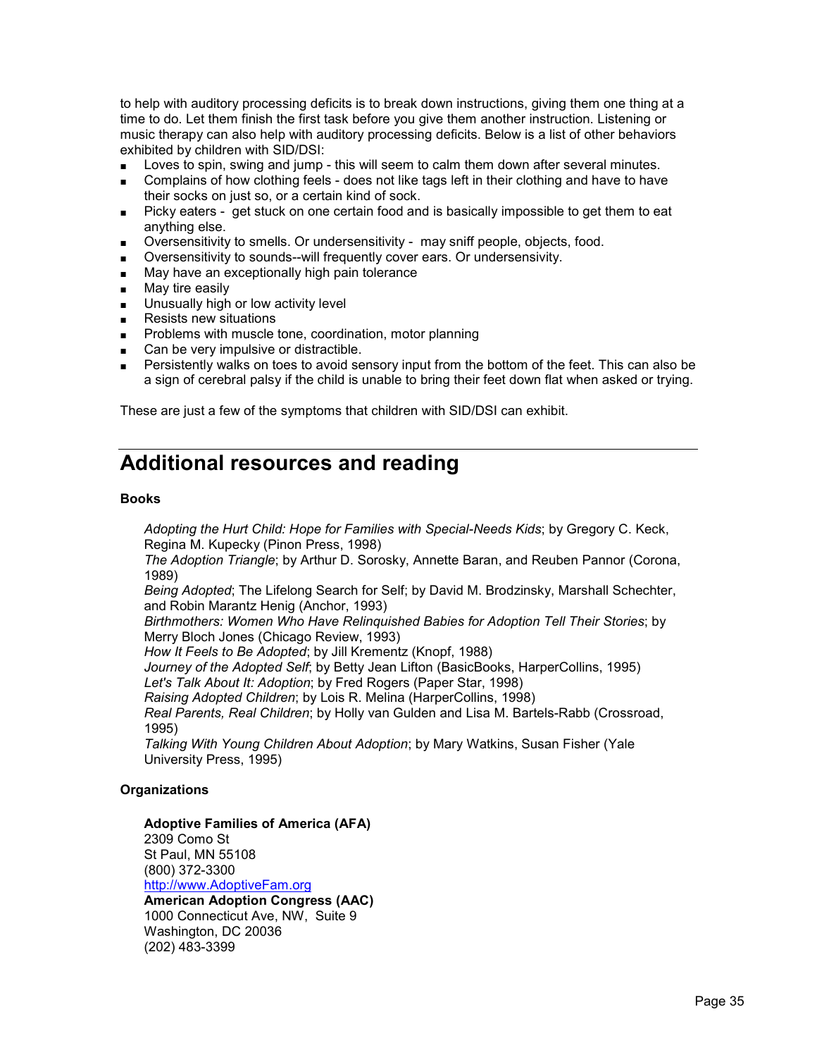to help with auditory processing deficits is to break down instructions, giving them one thing at a time to do. Let them finish the first task before you give them another instruction. Listening or music therapy can also help with auditory processing deficits. Below is a list of other behaviors exhibited by children with SID/DSI:

- Loves to spin, swing and jump - this will seem to calm them down after several minutes.
- Complains of how clothing feels - does not like tags left in their clothing and have to have their socks on just so, or a certain kind of sock.
- Picky eaters - get stuck on one certain food and is basically impossible to get them to eat anything else.
- Oversensitivity to smells. Or undersensitivity - may sniff people, objects, food.
- Oversensitivity to sounds--will frequently cover ears. Or undersensivity.
- May have an exceptionally high pain tolerance
- May tire easily
- Unusually high or low activity level
- Resists new situations
- Problems with muscle tone, coordination, motor planning
- Can be very impulsive or distractible.
- Persistently walks on toes to avoid sensory input from the bottom of the feet. This can also be a sign of cerebral palsy if the child is unable to bring their feet down flat when asked or trying.

These are just a few of the symptoms that children with SID/DSI can exhibit.

# Additional resources and reading

**Books**

*Adopting the Hurt Child: Hope for Families with Special-Needs Kids*; by Gregory C. Keck, Regina M. Kupecky (Pinon Press, 1998)
*The Adoption Triangle*; by Arthur D. Sorosky, Annette Baran, and Reuben Pannor (Corona, 1989)
*Being Adopted*; The Lifelong Search for Self; by David M. Brodzinsky, Marshall Schechter, and Robin Marantz Henig (Anchor, 1993)
*Birthmothers: Women Who Have Relinquished Babies for Adoption Tell Their Stories*; by Merry Bloch Jones (Chicago Review, 1993)
*How It Feels to Be Adopted*; by Jill Krementz (Knopf, 1988)
*Journey of the Adopted Self*; by Betty Jean Lifton (BasicBooks, HarperCollins, 1995)
*Let's Talk About It: Adoption*; by Fred Rogers (Paper Star, 1998)
*Raising Adopted Children*; by Lois R. Melina (HarperCollins, 1998)
*Real Parents, Real Children*; by Holly van Gulden and Lisa M. Bartels-Rabb (Crossroad, 1995)
*Talking With Young Children About Adoption*; by Mary Watkins, Susan Fisher (Yale University Press, 1995)

**Organizations**

**Adoptive Families of America (AFA)**
2309 Como St
St Paul, MN 55108
(800) 372-3300
http://www.AdoptiveFam.org
**American Adoption Congress (AAC)**
1000 Connecticut Ave, NW, Suite 9
Washington, DC 20036
(202) 483-3399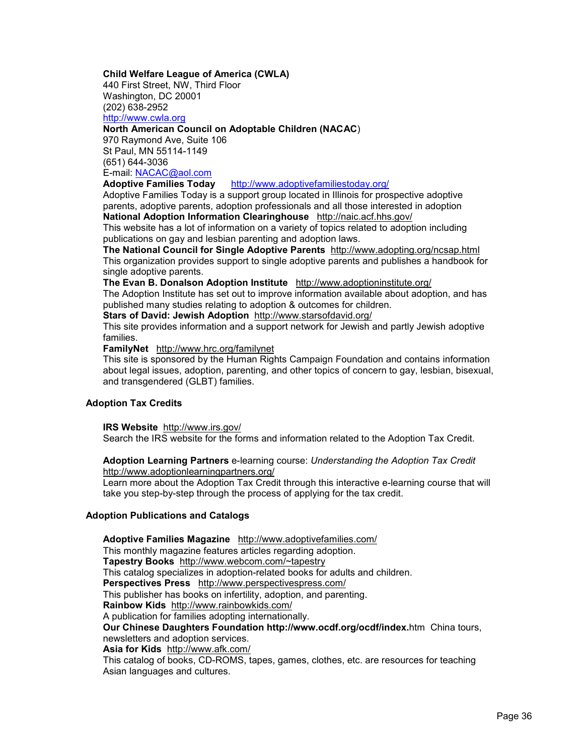**Child Welfare League of America (CWLA)**
440 First Street, NW, Third Floor
Washington, DC 20001
(202) 638-2952
http://www.cwla.org

**North American Council on Adoptable Children (NACAC)**
970 Raymond Ave, Suite 106
St Paul, MN 55114-1149
(651) 644-3036
E-mail: NACAC@aol.com

**Adoptive Families Today** http://www.adoptivefamiliestoday.org/
Adoptive Families Today is a support group located in Illinois for prospective adoptive parents, adoptive parents, adoption professionals and all those interested in adoption

**National Adoption Information Clearinghouse** http://naic.acf.hhs.gov/
This website has a lot of information on a variety of topics related to adoption including publications on gay and lesbian parenting and adoption laws.

**The National Council for Single Adoptive Parents** http://www.adopting.org/ncsap.html
This organization provides support to single adoptive parents and publishes a handbook for single adoptive parents.

**The Evan B. Donalson Adoption Institute** http://www.adoptioninstitute.org/
The Adoption Institute has set out to improve information available about adoption, and has published many studies relating to adoption & outcomes for children.

**Stars of David: Jewish Adoption** http://www.starsofdavid.org/
This site provides information and a support network for Jewish and partly Jewish adoptive families.

**FamilyNet** http://www.hrc.org/familynet
This site is sponsored by the Human Rights Campaign Foundation and contains information about legal issues, adoption, parenting, and other topics of concern to gay, lesbian, bisexual, and transgendered (GLBT) families.

### Adoption Tax Credits

**IRS Website** http://www.irs.gov/
Search the IRS website for the forms and information related to the Adoption Tax Credit.

**Adoption Learning Partners** e-learning course: *Understanding the Adoption Tax Credit*
http://www.adoptionlearningpartners.org/
Learn more about the Adoption Tax Credit through this interactive e-learning course that will take you step-by-step through the process of applying for the tax credit.

### Adoption Publications and Catalogs

**Adoptive Families Magazine** http://www.adoptivefamilies.com/
This monthly magazine features articles regarding adoption.

**Tapestry Books** http://www.webcom.com/~tapestry
This catalog specializes in adoption-related books for adults and children.

**Perspectives Press** http://www.perspectivespress.com/
This publisher has books on infertility, adoption, and parenting.

**Rainbow Kids** http://www.rainbowkids.com/
A publication for families adopting internationally.

**Our Chinese Daughters Foundation http://www.ocdf.org/ocdf/index.**htm China tours, newsletters and adoption services.

**Asia for Kids** http://www.afk.com/
This catalog of books, CD-ROMS, tapes, games, clothes, etc. are resources for teaching Asian languages and cultures.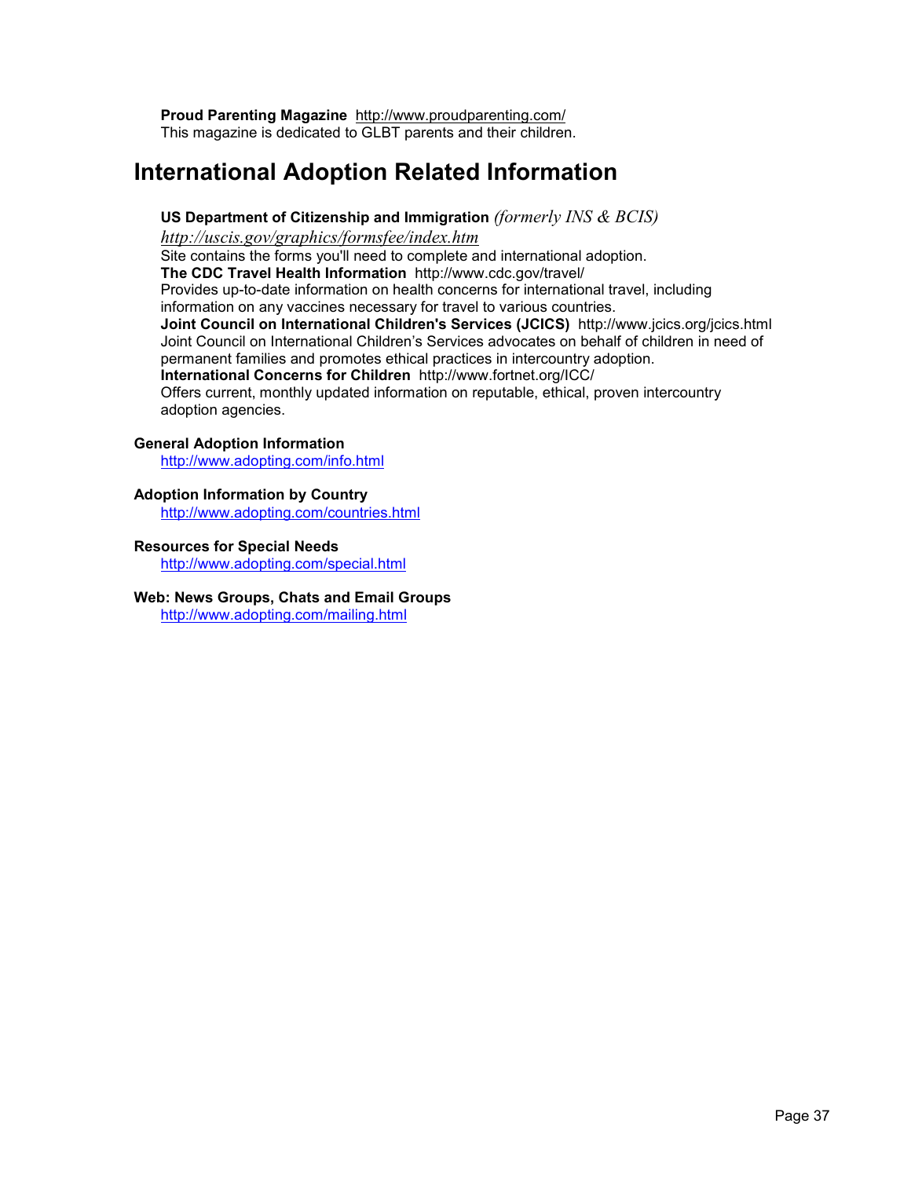**Proud Parenting Magazine** http://www.proudparenting.com/
This magazine is dedicated to GLBT parents and their children.

## International Adoption Related Information

**US Department of Citizenship and Immigration** *(formerly INS & BCIS)*
*http://uscis.gov/graphics/formsfee/index.htm*
Site contains the forms you'll need to complete and international adoption.
**The CDC Travel Health Information** http://www.cdc.gov/travel/
Provides up-to-date information on health concerns for international travel, including information on any vaccines necessary for travel to various countries.
**Joint Council on International Children's Services (JCICS)** http://www.jcics.org/jcics.html
Joint Council on International Children's Services advocates on behalf of children in need of permanent families and promotes ethical practices in intercountry adoption.
**International Concerns for Children** http://www.fortnet.org/ICC/
Offers current, monthly updated information on reputable, ethical, proven intercountry adoption agencies.

**General Adoption Information**
http://www.adopting.com/info.html

**Adoption Information by Country**
http://www.adopting.com/countries.html

**Resources for Special Needs**
http://www.adopting.com/special.html

**Web: News Groups, Chats and Email Groups**
http://www.adopting.com/mailing.html